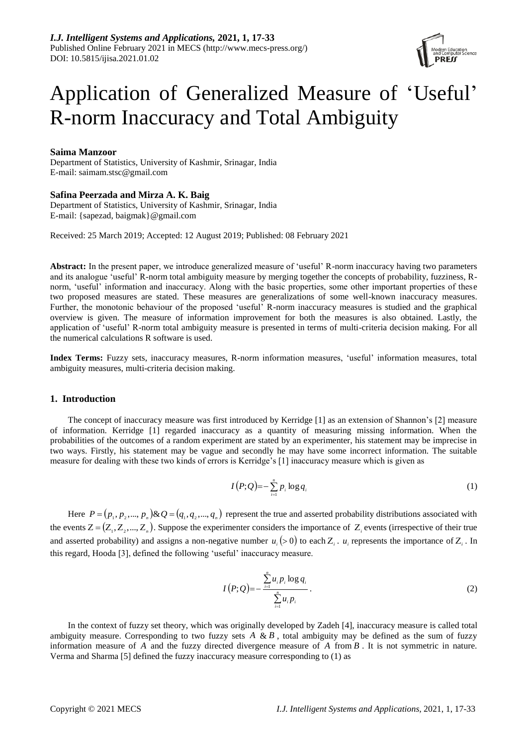# Application of Generalized Measure of 'Useful' R-norm Inaccuracy and Total Ambiguity

**Saima Manzoor**
Department of Statistics, University of Kashmir, Srinagar, India
E-mail: saimam.stsc@gmail.com

**Safina Peerzada and Mirza A. K. Baig**
Department of Statistics, University of Kashmir, Srinagar, India
E-mail: {sapezad, baigmak}@gmail.com

Received: 25 March 2019; Accepted: 12 August 2019; Published: 08 February 2021

**Abstract:** In the present paper, we introduce generalized measure of 'useful' R-norm inaccuracy having two parameters and its analogue 'useful' R-norm total ambiguity measure by merging together the concepts of probability, fuzziness, R-norm, 'useful' information and inaccuracy. Along with the basic properties, some other important properties of these two proposed measures are stated. These measures are generalizations of some well-known inaccuracy measures. Further, the monotonic behaviour of the proposed 'useful' R-norm inaccuracy measures is studied and the graphical overview is given. The measure of information improvement for both the measures is also obtained. Lastly, the application of 'useful' R-norm total ambiguity measure is presented in terms of multi-criteria decision making. For all the numerical calculations R software is used.

**Index Terms:** Fuzzy sets, inaccuracy measures, R-norm information measures, 'useful' information measures, total ambiguity measures, multi-criteria decision making.

## 1. Introduction

The concept of inaccuracy measure was first introduced by Kerridge [1] as an extension of Shannon's [2] measure of information. Kerridge [1] regarded inaccuracy as a quantity of measuring missing information. When the probabilities of the outcomes of a random experiment are stated by an experimenter, his statement may be imprecise in two ways. Firstly, his statement may be vague and secondly he may have some incorrect information. The suitable measure for dealing with these two kinds of errors is Kerridge's [1] inaccuracy measure which is given as

$$I(P;Q) = -\sum_{i=1}^{n} p_i \log q_i \tag{1}$$

Here $P = (p_1, p_2, ..., p_n)$ & $Q = (q_1, q_2, ..., q_n)$ represent the true and asserted probability distributions associated with the events $Z = (Z_1, Z_2, ..., Z_n)$. Suppose the experimenter considers the importance of $Z_i$ events (irrespective of their true and asserted probability) and assigns a non-negative number $u_i\,(>0)$ to each $Z_i$. $u_i$ represents the importance of $Z_i$. In this regard, Hooda [3], defined the following 'useful' inaccuracy measure.

$$I(P;Q) = -\frac{\sum_{i=1}^{n} u_i p_i \log q_i}{\sum_{i=1}^{n} u_i p_i}. \tag{2}$$

In the context of fuzzy set theory, which was originally developed by Zadeh [4], inaccuracy measure is called total ambiguity measure. Corresponding to two fuzzy sets $A$ & $B$, total ambiguity may be defined as the sum of fuzzy information measure of $A$ and the fuzzy directed divergence measure of $A$ from $B$. It is not symmetric in nature. Verma and Sharma [5] defined the fuzzy inaccuracy measure corresponding to (1) as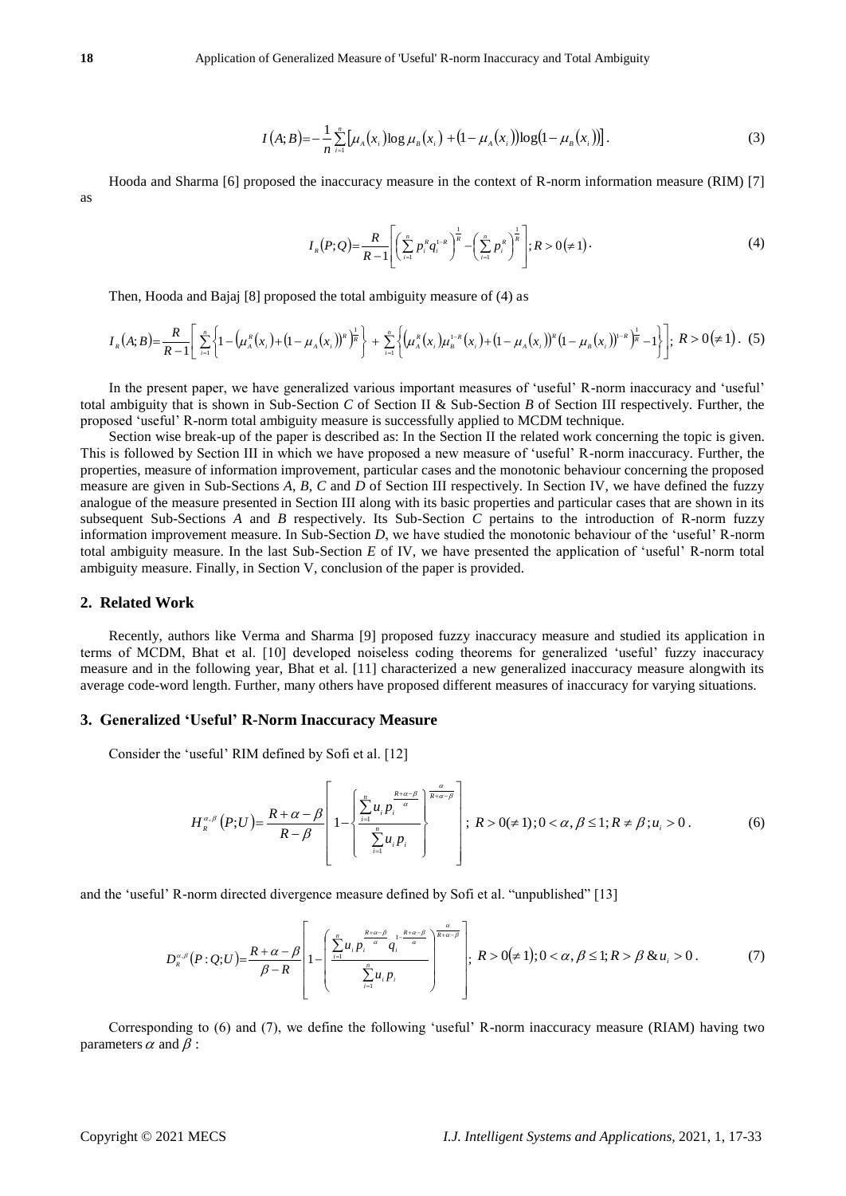$$I(A;B) = -\frac{1}{n}\sum_{i=1}^{n}\left[\mu_A(x_i)\log\mu_B(x_i) + (1-\mu_A(x_i))\log(1-\mu_B(x_i))\right]. \tag{3}$$

Hooda and Sharma [6] proposed the inaccuracy measure in the context of R-norm information measure (RIM) [7] as

$$I_R(P;Q) = \frac{R}{R-1}\left[\left(\sum_{i=1}^{n} p_i^R q_i^{1-R}\right)^{\frac{1}{R}} - \left(\sum_{i=1}^{n} p_i^R\right)^{\frac{1}{R}}\right]; R > 0(\neq 1). \tag{4}$$

Then, Hooda and Bajaj [8] proposed the total ambiguity measure of (4) as

$$I_R(A;B) = \frac{R}{R-1}\left[\sum_{i=1}^{n}\left\{1-\left(\mu_A^R(x_i)+(1-\mu_A(x_i))^R\right)^{\frac{1}{R}}\right\} + \sum_{i=1}^{n}\left\{\left(\mu_A^R(x_i)\mu_B^{1-R}(x_i)+(1-\mu_A(x_i))^R(1-\mu_B(x_i))^{1-R}\right)^{\frac{1}{R}}-1\right\}\right]; R > 0(\neq 1). \tag{5}$$

In the present paper, we have generalized various important measures of 'useful' R-norm inaccuracy and 'useful' total ambiguity that is shown in Sub-Section *C* of Section II & Sub-Section *B* of Section III respectively. Further, the proposed 'useful' R-norm total ambiguity measure is successfully applied to MCDM technique.

Section wise break-up of the paper is described as: In the Section II the related work concerning the topic is given. This is followed by Section III in which we have proposed a new measure of 'useful' R-norm inaccuracy. Further, the properties, measure of information improvement, particular cases and the monotonic behaviour concerning the proposed measure are given in Sub-Sections *A*, *B*, *C* and *D* of Section III respectively. In Section IV, we have defined the fuzzy analogue of the measure presented in Section III along with its basic properties and particular cases that are shown in its subsequent Sub-Sections *A* and *B* respectively. Its Sub-Section *C* pertains to the introduction of R-norm fuzzy information improvement measure. In Sub-Section *D*, we have studied the monotonic behaviour of the 'useful' R-norm total ambiguity measure. In the last Sub-Section *E* of IV, we have presented the application of 'useful' R-norm total ambiguity measure. Finally, in Section V, conclusion of the paper is provided.

## 2. Related Work

Recently, authors like Verma and Sharma [9] proposed fuzzy inaccuracy measure and studied its application in terms of MCDM, Bhat et al. [10] developed noiseless coding theorems for generalized 'useful' fuzzy inaccuracy measure and in the following year, Bhat et al. [11] characterized a new generalized inaccuracy measure alongwith its average code-word length. Further, many others have proposed different measures of inaccuracy for varying situations.

## 3. Generalized 'Useful' R-Norm Inaccuracy Measure

Consider the 'useful' RIM defined by Sofi et al. [12]

$$H_R^{\alpha,\beta}(P;U) = \frac{R+\alpha-\beta}{R-\beta}\left[1-\left\{\frac{\sum_{i=1}^{n} u_i p_i^{\frac{R+\alpha-\beta}{\alpha}}}{\sum_{i=1}^{n} u_i p_i}\right\}^{\frac{\alpha}{R+\alpha-\beta}}\right]; \; R > 0(\neq 1); 0 < \alpha, \beta \leq 1; R \neq \beta; u_i > 0. \tag{6}$$

and the 'useful' R-norm directed divergence measure defined by Sofi et al. "unpublished" [13]

$$D_R^{\alpha,\beta}(P:Q;U) = \frac{R+\alpha-\beta}{\beta-R}\left[1-\left(\frac{\sum_{i=1}^{n} u_i p_i^{\frac{R+\alpha-\beta}{\alpha}} q_i^{1-\frac{R+\alpha-\beta}{\alpha}}}{\sum_{i=1}^{n} u_i p_i}\right)^{\frac{\alpha}{R+\alpha-\beta}}\right]; \; R > 0(\neq 1); 0 < \alpha, \beta \leq 1; R > \beta \; \& \; u_i > 0. \tag{7}$$

Corresponding to (6) and (7), we define the following 'useful' R-norm inaccuracy measure (RIAM) having two parameters $\alpha$ and $\beta$ :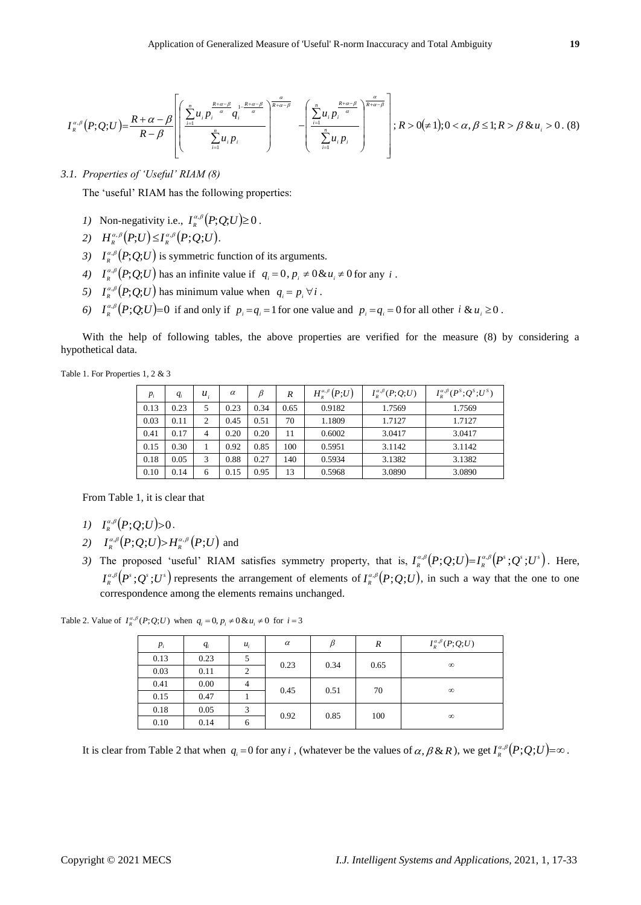$$I_R^{\alpha,\beta}(P;Q;U)=\frac{R+\alpha-\beta}{R-\beta}\left[\left(\frac{\sum_{i=1}^{n}u_i p_i^{\frac{R+\alpha-\beta}{\alpha}} q_i^{1-\frac{R+\alpha-\beta}{\alpha}}}{\sum_{i=1}^{n}u_i p_i}\right)^{\frac{\alpha}{R+\alpha-\beta}}-\left(\frac{\sum_{i=1}^{n}u_i p_i^{\frac{R+\alpha-\beta}{\alpha}}}{\sum_{i=1}^{n}u_i p_i}\right)^{\frac{\alpha}{R+\alpha-\beta}}\right];R>0(\neq 1);0<\alpha,\beta\leq 1;R>\beta\,\&\,u_i>0. \quad (8)$$

### *3.1. Properties of 'Useful' RIAM (8)*

The 'useful' RIAM has the following properties:

1) Non-negativity i.e., $I_R^{\alpha,\beta}(P;Q;U)\geq 0$.
2) $H_R^{\alpha,\beta}(P;U)\leq I_R^{\alpha,\beta}(P;Q;U)$.
3) $I_R^{\alpha,\beta}(P;Q;U)$ is symmetric function of its arguments.
4) $I_R^{\alpha,\beta}(P;Q;U)$ has an infinite value if $q_i=0, p_i\neq 0\,\&\,u_i\neq 0$ for any $i$.
5) $I_R^{\alpha,\beta}(P;Q;U)$ has minimum value when $q_i=p_i\ \forall i$.
6) $I_R^{\alpha,\beta}(P;Q;U)=0$ if and only if $p_i=q_i=1$ for one value and $p_i=q_i=0$ for all other $i\,\&\,u_i\geq 0$.

With the help of following tables, the above properties are verified for the measure (8) by considering a hypothetical data.

Table 1. For Properties 1, 2 & 3

| $p_i$ | $q_i$ | $u_i$ | $\alpha$ | $\beta$ | $R$ | $H_R^{\alpha,\beta}(P;U)$ | $I_R^{\alpha,\beta}(P;Q;U)$ | $I_R^{\alpha,\beta}(P^S;Q^S;U^S)$ |
|---|---|---|---|---|---|---|---|---|
| 0.13 | 0.23 | 5 | 0.23 | 0.34 | 0.65 | 0.9182 | 1.7569 | 1.7569 |
| 0.03 | 0.11 | 2 | 0.45 | 0.51 | 70 | 1.1809 | 1.7127 | 1.7127 |
| 0.41 | 0.17 | 4 | 0.20 | 0.20 | 11 | 0.6002 | 3.0417 | 3.0417 |
| 0.15 | 0.30 | 1 | 0.92 | 0.85 | 100 | 0.5951 | 3.1142 | 3.1142 |
| 0.18 | 0.05 | 3 | 0.88 | 0.27 | 140 | 0.5934 | 3.1382 | 3.1382 |
| 0.10 | 0.14 | 6 | 0.15 | 0.95 | 13 | 0.5968 | 3.0890 | 3.0890 |

From Table 1, it is clear that

1) $I_R^{\alpha,\beta}(P;Q;U)>0$.
2) $I_R^{\alpha,\beta}(P;Q;U)>H_R^{\alpha,\beta}(P;U)$ and
3) The proposed 'useful' RIAM satisfies symmetry property, that is, $I_R^{\alpha,\beta}(P;Q;U)=I_R^{\alpha,\beta}(P^s;Q^s;U^s)$. Here, $I_R^{\alpha,\beta}(P^s;Q^s;U^s)$ represents the arrangement of elements of $I_R^{\alpha,\beta}(P;Q;U)$, in such a way that the one to one correspondence among the elements remains unchanged.

Table 2. Value of $I_R^{\alpha,\beta}(P;Q;U)$ when $q_i=0, p_i\neq 0\,\&\,u_i\neq 0$ for $i=3$

| $p_i$ | $q_i$ | $u_i$ | $\alpha$ | $\beta$ | $R$ | $I_R^{\alpha,\beta}(P;Q;U)$ |
|---|---|---|---|---|---|---|
| 0.13 | 0.23 | 5 | 0.23 | 0.34 | 0.65 | $\infty$ |
| 0.03 | 0.11 | 2 | | | | |
| 0.41 | 0.00 | 4 | 0.45 | 0.51 | 70 | $\infty$ |
| 0.15 | 0.47 | 1 | | | | |
| 0.18 | 0.05 | 3 | 0.92 | 0.85 | 100 | $\infty$ |
| 0.10 | 0.14 | 6 | | | | |

It is clear from Table 2 that when $q_i=0$ for any $i$, (whatever be the values of $\alpha,\beta\,\&\,R$), we get $I_R^{\alpha,\beta}(P;Q;U)=\infty$.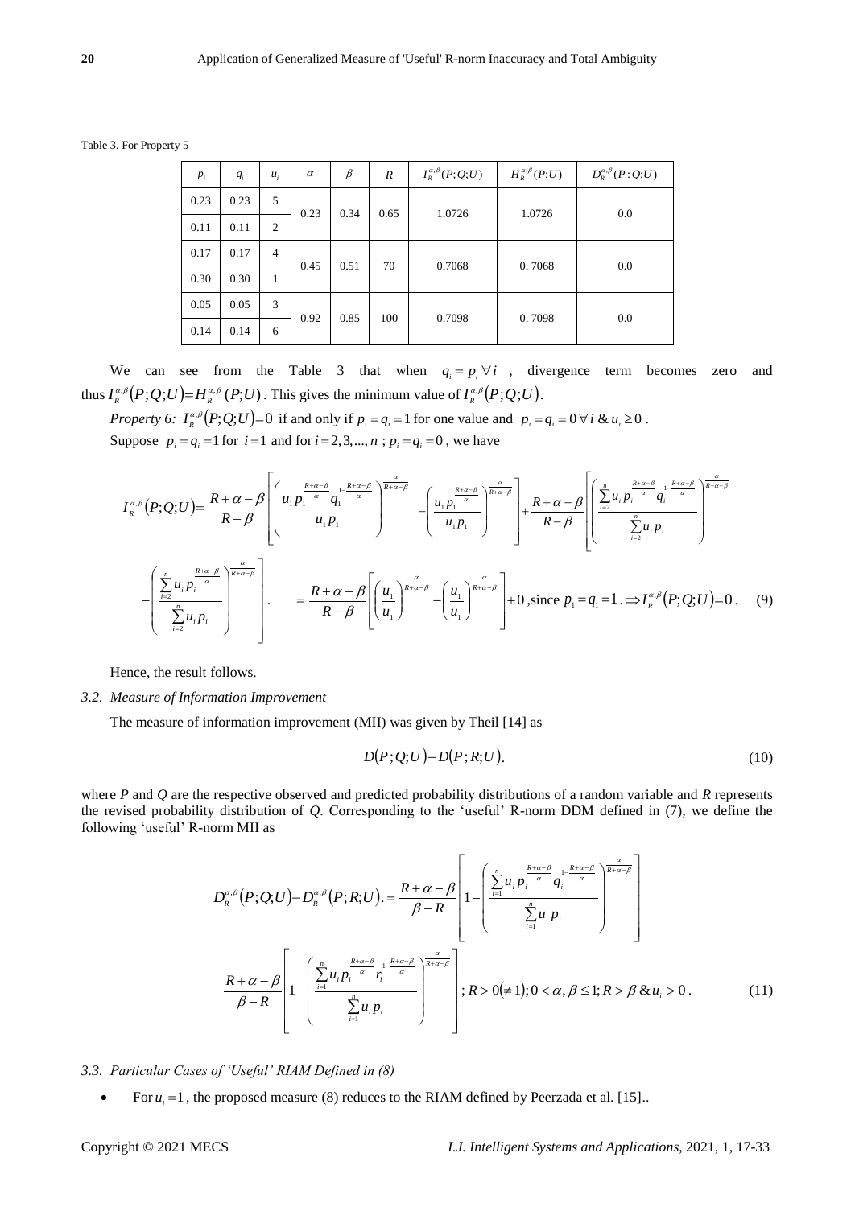Table 3. For Property 5

| $p_i$ | $q_i$ | $u_i$ | $\alpha$ | $\beta$ | $R$ | $I_R^{\alpha,\beta}(P;Q;U)$ | $H_R^{\alpha,\beta}(P;U)$ | $D_R^{\alpha,\beta}(P:Q;U)$ |
|---|---|---|---|---|---|---|---|---|
| 0.23 | 0.23 | 5 | 0.23 | 0.34 | 0.65 | 1.0726 | 1.0726 | 0.0 |
| 0.11 | 0.11 | 2 | | | | | | |
| 0.17 | 0.17 | 4 | 0.45 | 0.51 | 70 | 0.7068 | 0. 7068 | 0.0 |
| 0.30 | 0.30 | 1 | | | | | | |
| 0.05 | 0.05 | 3 | 0.92 | 0.85 | 100 | 0.7098 | 0. 7098 | 0.0 |
| 0.14 | 0.14 | 6 | | | | | | |

We can see from the Table 3 that when $q_i = p_i \,\forall i$, divergence term becomes zero and thus $I_R^{\alpha,\beta}(P;Q;U) = H_R^{\alpha,\beta}(P;U)$. This gives the minimum value of $I_R^{\alpha,\beta}(P;Q;U)$.

*Property 6:* $I_R^{\alpha,\beta}(P;Q;U) = 0$ if and only if $p_i = q_i = 1$ for one value and $p_i = q_i = 0 \,\forall i \,\&\, u_i \geq 0$.

Suppose $p_i = q_i = 1$ for $i = 1$ and for $i = 2,3,...,n$ ; $p_i = q_i = 0$, we have

$$I_R^{\alpha,\beta}(P;Q;U) = \frac{R+\alpha-\beta}{R-\beta}\left[\left(\frac{u_1 p_1^{\frac{R+\alpha-\beta}{\alpha}} q_1^{1-\frac{R+\alpha-\beta}{\alpha}}}{u_1 p_1}\right)^{\frac{\alpha}{R+\alpha-\beta}} - \left(\frac{u_1 p_1^{\frac{R+\alpha-\beta}{\alpha}}}{u_1 p_1}\right)^{\frac{\alpha}{R+\alpha-\beta}}\right] + \frac{R+\alpha-\beta}{R-\beta}\left[\left(\frac{\sum_{i=2}^{n} u_i p_i^{\frac{R+\alpha-\beta}{\alpha}} q_i^{1-\frac{R+\alpha-\beta}{\alpha}}}{\sum_{i=2}^{n} u_i p_i}\right)^{\frac{\alpha}{R+\alpha-\beta}}\right.$$

$$\left. - \left(\frac{\sum_{i=2}^{n} u_i p_i^{\frac{R+\alpha-\beta}{\alpha}}}{\sum_{i=2}^{n} u_i p_i}\right)^{\frac{\alpha}{R+\alpha-\beta}}\right]. \quad = \frac{R+\alpha-\beta}{R-\beta}\left[\left(\frac{u_1}{u_1}\right)^{\frac{\alpha}{R+\alpha-\beta}} - \left(\frac{u_1}{u_1}\right)^{\frac{\alpha}{R+\alpha-\beta}}\right] + 0 \text{ ,since } p_1 = q_1 = 1. \Rightarrow I_R^{\alpha,\beta}(P;Q;U) = 0. \quad (9)$$

Hence, the result follows.

### 3.2. Measure of Information Improvement

The measure of information improvement (MII) was given by Theil [14] as

$$D(P;Q;U) - D(P;R;U). \tag{10}$$

where *P* and *Q* are the respective observed and predicted probability distributions of a random variable and *R* represents the revised probability distribution of *Q*. Corresponding to the 'useful' R-norm DDM defined in (7), we define the following 'useful' R-norm MII as

$$D_R^{\alpha,\beta}(P;Q;U) - D_R^{\alpha,\beta}(P;R;U). = \frac{R+\alpha-\beta}{\beta-R}\left[1 - \left(\frac{\sum_{i=1}^{n} u_i p_i^{\frac{R+\alpha-\beta}{\alpha}} q_i^{1-\frac{R+\alpha-\beta}{\alpha}}}{\sum_{i=1}^{n} u_i p_i}\right)^{\frac{\alpha}{R+\alpha-\beta}}\right]$$

$$-\frac{R+\alpha-\beta}{\beta-R}\left[1 - \left(\frac{\sum_{i=1}^{n} u_i p_i^{\frac{R+\alpha-\beta}{\alpha}} r_i^{1-\frac{R+\alpha-\beta}{\alpha}}}{\sum_{i=1}^{n} u_i p_i}\right)^{\frac{\alpha}{R+\alpha-\beta}}\right]; R > 0(\neq 1); 0 < \alpha, \beta \leq 1; R > \beta \,\&\, u_i > 0. \tag{11}$$

### 3.3. Particular Cases of 'Useful' RIAM Defined in (8)

- For $u_i = 1$, the proposed measure (8) reduces to the RIAM defined by Peerzada et al. [15]..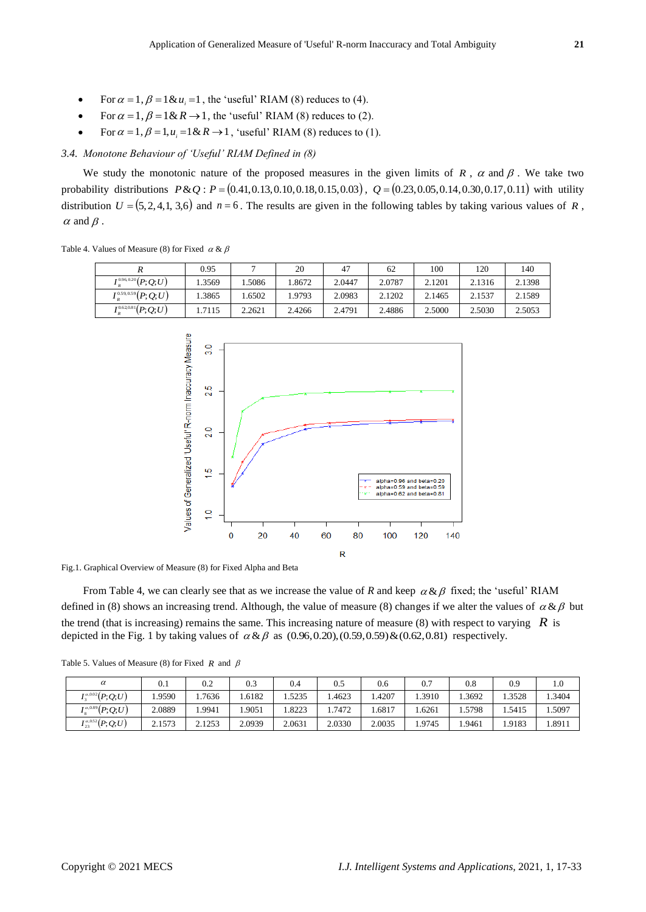- For $\alpha = 1, \beta = 1 \& u_i = 1$, the 'useful' RIAM (8) reduces to (4).
- For $\alpha = 1, \beta = 1 \& R \to 1$, the 'useful' RIAM (8) reduces to (2).
- For $\alpha = 1, \beta = 1, u_i = 1 \& R \to 1$, 'useful' RIAM (8) reduces to (1).

### 3.4. *Monotone Behaviour of 'Useful' RIAM Defined in (8)*

We study the monotonic nature of the proposed measures in the given limits of $R$, $\alpha$ and $\beta$. We take two probability distributions $P \& Q: P = (0.41, 0.13, 0.10, 0.18, 0.15, 0.03)$, $Q = (0.23, 0.05, 0.14, 0.30, 0.17, 0.11)$ with utility distribution $U = (5, 2, 4, 1, 3, 6)$ and $n = 6$. The results are given in the following tables by taking various values of $R$, $\alpha$ and $\beta$.

Table 4. Values of Measure (8) for Fixed $\alpha \& \beta$

| $R$ | 0.95 | 7 | 20 | 47 | 62 | 100 | 120 | 140 |
|---|---|---|---|---|---|---|---|---|
| $I_R^{0.96,0.20}(P;Q;U)$ | 1.3569 | 1.5086 | 1.8672 | 2.0447 | 2.0787 | 2.1201 | 2.1316 | 2.1398 |
| $I_R^{0.59,0.59}(P;Q;U)$ | 1.3865 | 1.6502 | 1.9793 | 2.0983 | 2.1202 | 2.1465 | 2.1537 | 2.1589 |
| $I_R^{0.62,0.81}(P;Q;U)$ | 1.7115 | 2.2621 | 2.4266 | 2.4791 | 2.4886 | 2.5000 | 2.5030 | 2.5053 |

Fig.1. Graphical Overview of Measure (8) for Fixed Alpha and Beta

From Table 4, we can clearly see that as we increase the value of $R$ and keep $\alpha \& \beta$ fixed; the 'useful' RIAM defined in (8) shows an increasing trend. Although, the value of measure (8) changes if we alter the values of $\alpha \& \beta$ but the trend (that is increasing) remains the same. This increasing nature of measure (8) with respect to varying $R$ is depicted in the Fig. 1 by taking values of $\alpha \& \beta$ as $(0.96, 0.20), (0.59, 0.59) \& (0.62, 0.81)$ respectively.

Table 5. Values of Measure (8) for Fixed $R$ and $\beta$

| $\alpha$ | 0.1 | 0.2 | 0.3 | 0.4 | 0.5 | 0.6 | 0.7 | 0.8 | 0.9 | 1.0 |
|---|---|---|---|---|---|---|---|---|---|---|
| $I_3^{\alpha,0.02}(P;Q;U)$ | 1.9590 | 1.7636 | 1.6182 | 1.5235 | 1.4623 | 1.4207 | 1.3910 | 1.3692 | 1.3528 | 1.3404 |
| $I_8^{\alpha,0.89}(P;Q;U)$ | 2.0889 | 1.9941 | 1.9051 | 1.8223 | 1.7472 | 1.6817 | 1.6261 | 1.5798 | 1.5415 | 1.5097 |
| $I_{23}^{\alpha,0.52}(P;Q;U)$ | 2.1573 | 2.1253 | 2.0939 | 2.0631 | 2.0330 | 2.0035 | 1.9745 | 1.9461 | 1.9183 | 1.8911 |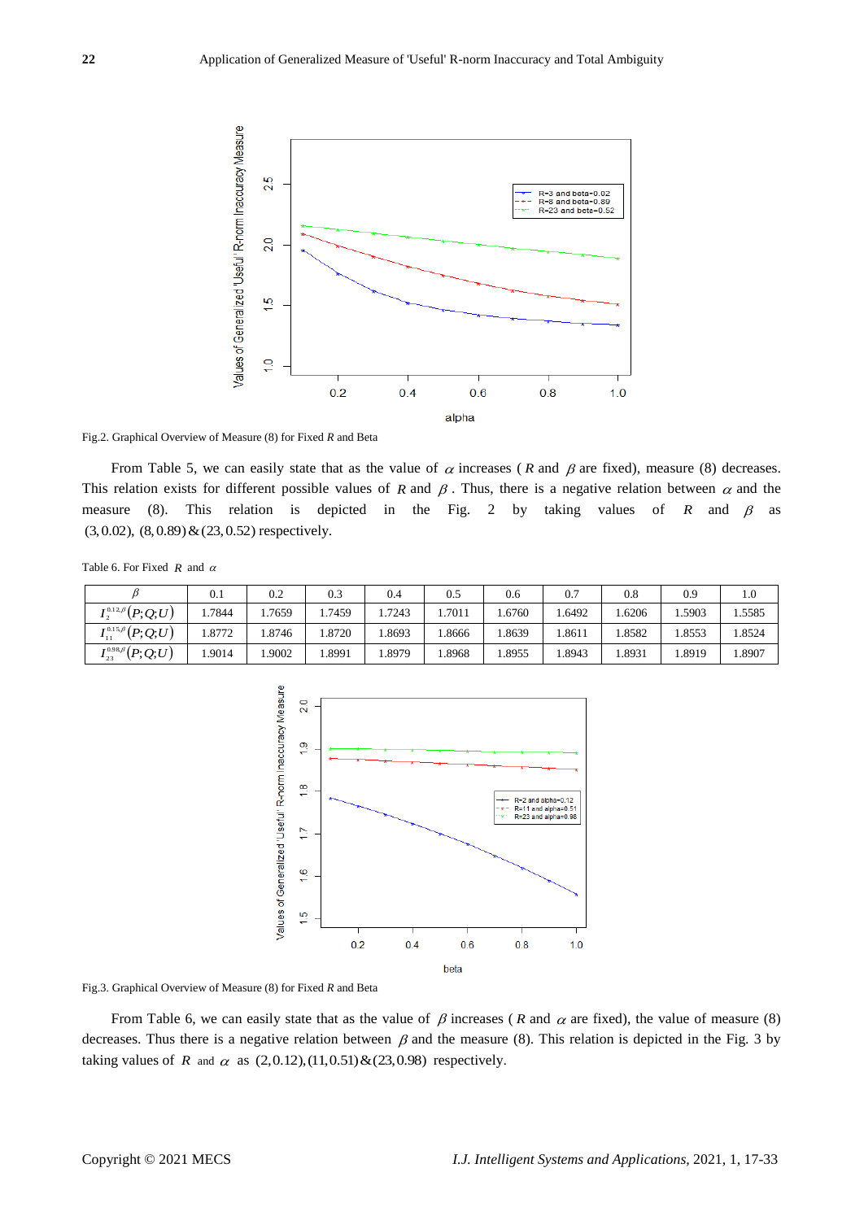Fig.2. Graphical Overview of Measure (8) for Fixed $R$ and Beta

From Table 5, we can easily state that as the value of $\alpha$ increases ( $R$ and $\beta$ are fixed), measure (8) decreases. This relation exists for different possible values of $R$ and $\beta$. Thus, there is a negative relation between $\alpha$ and the measure (8). This relation is depicted in the Fig. 2 by taking values of $R$ and $\beta$ as $(3, 0.02)$, $(8, 0.89)$ & $(23, 0.52)$ respectively.

Table 6. For Fixed $R$ and $\alpha$

| $\beta$ | 0.1 | 0.2 | 0.3 | 0.4 | 0.5 | 0.6 | 0.7 | 0.8 | 0.9 | 1.0 |
|---|---|---|---|---|---|---|---|---|---|---|
| $I_{2}^{0.12,\beta}(P;Q;U)$ | 1.7844 | 1.7659 | 1.7459 | 1.7243 | 1.7011 | 1.6760 | 1.6492 | 1.6206 | 1.5903 | 1.5585 |
| $I_{11}^{0.15,\beta}(P;Q;U)$ | 1.8772 | 1.8746 | 1.8720 | 1.8693 | 1.8666 | 1.8639 | 1.8611 | 1.8582 | 1.8553 | 1.8524 |
| $I_{23}^{0.98,\beta}(P;Q;U)$ | 1.9014 | 1.9002 | 1.8991 | 1.8979 | 1.8968 | 1.8955 | 1.8943 | 1.8931 | 1.8919 | 1.8907 |

Fig.3. Graphical Overview of Measure (8) for Fixed $R$ and Beta

From Table 6, we can easily state that as the value of $\beta$ increases ( $R$ and $\alpha$ are fixed), the value of measure (8) decreases. Thus there is a negative relation between $\beta$ and the measure (8). This relation is depicted in the Fig. 3 by taking values of $R$ and $\alpha$ as $(2, 0.12), (11, 0.51)$ & $(23, 0.98)$ respectively.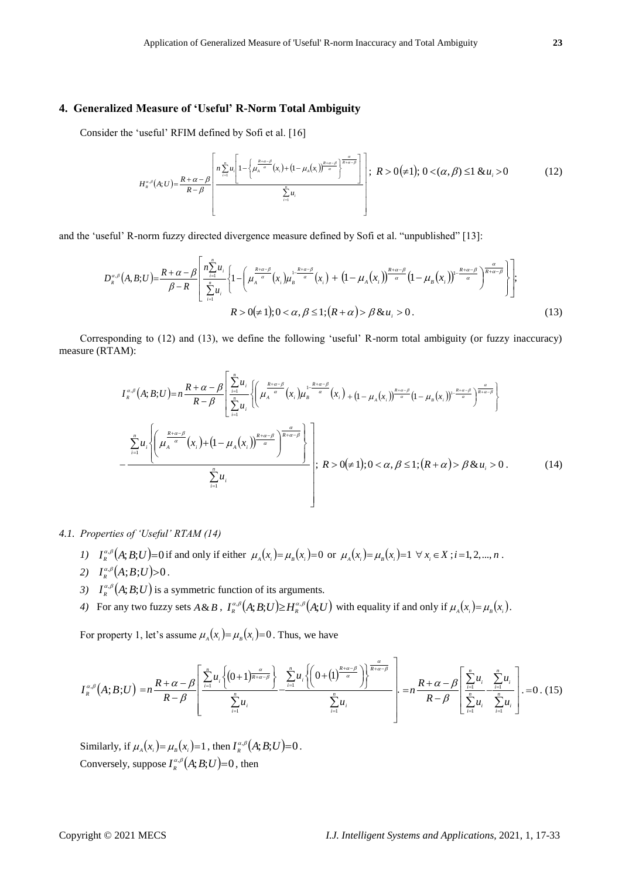## 4. Generalized Measure of 'Useful' R-Norm Total Ambiguity

Consider the 'useful' RFIM defined by Sofi et al. [16]

$$H_R^{\alpha,\beta}(A;U)=\frac{R+\alpha-\beta}{R-\beta}\left[\frac{n\sum_{i=1}^{n}u_i\left[1-\left\{\mu_A^{\frac{R+\alpha-\beta}{\alpha}}(x_i)+\left(1-\mu_A(x_i)\right)^{\frac{R+\alpha-\beta}{\alpha}}\right\}^{\frac{\alpha}{R+\alpha-\beta}}\right]}{\sum_{i=1}^{n}u_i}\right];\ R>0(\neq 1);\ 0<(\alpha,\beta)\leq 1\ \&u_i>0 \tag{12}$$

and the 'useful' R-norm fuzzy directed divergence measure defined by Sofi et al. "unpublished" [13]:

$$D_R^{\alpha,\beta}(A,B;U)=\frac{R+\alpha-\beta}{\beta-R}\left[\frac{n\sum_{i=1}^{n}u_i}{\sum_{i=1}^{n}u_i}\left\{1-\left(\mu_A^{\frac{R+\alpha-\beta}{\alpha}}(x_i)\mu_B^{1-\frac{R+\alpha-\beta}{\alpha}}(x_i)+\left(1-\mu_A(x_i)\right)^{\frac{R+\alpha-\beta}{\alpha}}\left(1-\mu_B(x_i)\right)^{1-\frac{R+\alpha-\beta}{\alpha}}\right)^{\frac{\alpha}{R+\alpha-\beta}}\right\}\right];$$

$$R>0(\neq 1);0<\alpha,\beta\leq 1;(R+\alpha)>\beta\,\&u_i>0. \tag{13}$$

Corresponding to (12) and (13), we define the following 'useful' R-norm total ambiguity (or fuzzy inaccuracy) measure (RTAM):

$$I_R^{\alpha,\beta}(A;B;U)=n\frac{R+\alpha-\beta}{R-\beta}\left[\frac{\sum_{i=1}^{n}u_i}{\sum_{i=1}^{n}u_i}\left\{\left(\mu_A^{\frac{R+\alpha-\beta}{\alpha}}(x_i)\mu_B^{1-\frac{R+\alpha-\beta}{\alpha}}(x_i)+\left(1-\mu_A(x_i)\right)^{\frac{R+\alpha-\beta}{\alpha}}\left(1-\mu_B(x_i)\right)^{1-\frac{R+\alpha-\beta}{\alpha}}\right)^{\frac{\alpha}{R+\alpha-\beta}}\right\}\right.$$

$$\left.-\frac{\sum_{i=1}^{n}u_i\left\{\left(\mu_A^{\frac{R+\alpha-\beta}{\alpha}}(x_i)+\left(1-\mu_A(x_i)\right)^{\frac{R+\alpha-\beta}{\alpha}}\right)^{\frac{\alpha}{R+\alpha-\beta}}\right\}}{\sum_{i=1}^{n}u_i}\right];\ R>0(\neq 1);0<\alpha,\beta\leq 1;(R+\alpha)>\beta\,\&u_i>0. \tag{14}$$

### 4.1. Properties of 'Useful' RTAM (14)

1) $I_R^{\alpha,\beta}(A;B;U)=0$ if and only if either $\mu_A(x_i)=\mu_B(x_i)=0$ or $\mu_A(x_i)=\mu_B(x_i)=1\ \forall x_i\in X;i=1,2,...,n$.
2) $I_R^{\alpha,\beta}(A;B;U)>0$.
3) $I_R^{\alpha,\beta}(A;B;U)$ is a symmetric function of its arguments.
4) For any two fuzzy sets $A\&B$, $I_R^{\alpha,\beta}(A;B;U)\geq H_R^{\alpha,\beta}(A;U)$ with equality if and only if $\mu_A(x_i)=\mu_B(x_i)$.

For property 1, let's assume $\mu_A(x_i)=\mu_B(x_i)=0$. Thus, we have

$$I_R^{\alpha,\beta}(A;B;U)=n\frac{R+\alpha-\beta}{R-\beta}\left[\frac{\sum_{i=1}^{n}u_i\left\{(0+1)^{\frac{\alpha}{R+\alpha-\beta}}\right\}}{\sum_{i=1}^{n}u_i}-\frac{\sum_{i=1}^{n}u_i\left\{\left(0+(1)^{\frac{R+\alpha-\beta}{\alpha}}\right)\right\}^{\frac{\alpha}{R+\alpha-\beta}}}{\sum_{i=1}^{n}u_i}\right].=n\frac{R+\alpha-\beta}{R-\beta}\left[\frac{\sum_{i=1}^{n}u_i}{\sum_{i=1}^{n}u_i}-\frac{\sum_{i=1}^{n}u_i}{\sum_{i=1}^{n}u_i}\right].=0. \tag{15}$$

Similarly, if $\mu_A(x_i)=\mu_B(x_i)=1$, then $I_R^{\alpha,\beta}(A;B;U)=0$.
Conversely, suppose $I_R^{\alpha,\beta}(A;B;U)=0$, then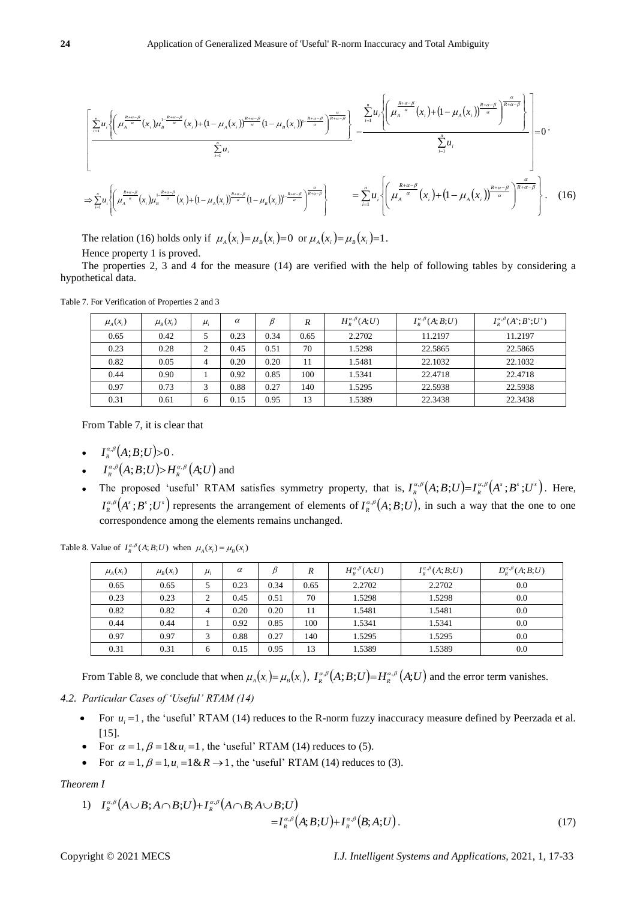$$\left[\frac{\sum_{i=1}^{n}u_i\left\{\left(\mu_A^{\frac{R+\alpha-\beta}{\alpha}}(x_i)\mu_B^{1-\frac{R+\alpha-\beta}{\alpha}}(x_i)+(1-\mu_A(x_i))^{\frac{R+\alpha-\beta}{\alpha}}(1-\mu_B(x_i))^{1-\frac{R+\alpha-\beta}{\alpha}}\right)^{\frac{\alpha}{R+\alpha-\beta}}\right\}}{\sum_{i=1}^{n}u_i}-\frac{\sum_{i=1}^{n}u_i\left\{\left(\mu_A^{\frac{R+\alpha-\beta}{\alpha}}(x_i)+(1-\mu_A(x_i))^{\frac{R+\alpha-\beta}{\alpha}}\right)^{\frac{\alpha}{R+\alpha-\beta}}\right\}}{\sum_{i=1}^{n}u_i}\right]=0\,.$$

$$\Rightarrow\sum_{i=1}^{n}u_i\left\{\left(\mu_A^{\frac{R+\alpha-\beta}{\alpha}}(x_i)\mu_B^{1-\frac{R+\alpha-\beta}{\alpha}}(x_i)+(1-\mu_A(x_i))^{\frac{R+\alpha-\beta}{\alpha}}(1-\mu_B(x_i))^{1-\frac{R+\alpha-\beta}{\alpha}}\right)^{\frac{\alpha}{R+\alpha-\beta}}\right\}=\sum_{i=1}^{n}u_i\left\{\left(\mu_A^{\frac{R+\alpha-\beta}{\alpha}}(x_i)+(1-\mu_A(x_i))^{\frac{R+\alpha-\beta}{\alpha}}\right)^{\frac{\alpha}{R+\alpha-\beta}}\right\}. \quad (16)$$

The relation (16) holds only if $\mu_A(x_i)=\mu_B(x_i)=0$ or $\mu_A(x_i)=\mu_B(x_i)=1$.

Hence property 1 is proved.

The properties 2, 3 and 4 for the measure (14) are verified with the help of following tables by considering a hypothetical data.

Table 7. For Verification of Properties 2 and 3

| $\mu_A(x_i)$ | $\mu_B(x_i)$ | $\mu_i$ | $\alpha$ | $\beta$ | $R$ | $H_R^{\alpha,\beta}(A;U)$ | $I_R^{\alpha,\beta}(A;B;U)$ | $I_R^{\alpha,\beta}(A^s;B^s;U^s)$ |
|---|---|---|---|---|---|---|---|---|
| 0.65 | 0.42 | 5 | 0.23 | 0.34 | 0.65 | 2.2702 | 11.2197 | 11.2197 |
| 0.23 | 0.28 | 2 | 0.45 | 0.51 | 70 | 1.5298 | 22.5865 | 22.5865 |
| 0.82 | 0.05 | 4 | 0.20 | 0.20 | 11 | 1.5481 | 22.1032 | 22.1032 |
| 0.44 | 0.90 | 1 | 0.92 | 0.85 | 100 | 1.5341 | 22.4718 | 22.4718 |
| 0.97 | 0.73 | 3 | 0.88 | 0.27 | 140 | 1.5295 | 22.5938 | 22.5938 |
| 0.31 | 0.61 | 6 | 0.15 | 0.95 | 13 | 1.5389 | 22.3438 | 22.3438 |

From Table 7, it is clear that

- $I_R^{\alpha,\beta}(A;B;U)>0$.
- $I_R^{\alpha,\beta}(A;B;U)>H_R^{\alpha,\beta}(A;U)$ and
- The proposed 'useful' RTAM satisfies symmetry property, that is, $I_R^{\alpha,\beta}(A;B;U)=I_R^{\alpha,\beta}(A^s;B^s;U^s)$. Here, $I_R^{\alpha,\beta}(A^s;B^s;U^s)$ represents the arrangement of elements of $I_R^{\alpha,\beta}(A;B;U)$, in such a way that the one to one correspondence among the elements remains unchanged.

Table 8. Value of $I_R^{\alpha,\beta}(A;B;U)$ when $\mu_A(x_i)=\mu_B(x_i)$

| $\mu_A(x_i)$ | $\mu_B(x_i)$ | $\mu_i$ | $\alpha$ | $\beta$ | $R$ | $H_R^{\alpha,\beta}(A;U)$ | $I_R^{\alpha,\beta}(A;B;U)$ | $D_R^{\alpha,\beta}(A;B;U)$ |
|---|---|---|---|---|---|---|---|---|
| 0.65 | 0.65 | 5 | 0.23 | 0.34 | 0.65 | 2.2702 | 2.2702 | 0.0 |
| 0.23 | 0.23 | 2 | 0.45 | 0.51 | 70 | 1.5298 | 1.5298 | 0.0 |
| 0.82 | 0.82 | 4 | 0.20 | 0.20 | 11 | 1.5481 | 1.5481 | 0.0 |
| 0.44 | 0.44 | 1 | 0.92 | 0.85 | 100 | 1.5341 | 1.5341 | 0.0 |
| 0.97 | 0.97 | 3 | 0.88 | 0.27 | 140 | 1.5295 | 1.5295 | 0.0 |
| 0.31 | 0.31 | 6 | 0.15 | 0.95 | 13 | 1.5389 | 1.5389 | 0.0 |

From Table 8, we conclude that when $\mu_A(x_i)=\mu_B(x_i)$, $I_R^{\alpha,\beta}(A;B;U)=H_R^{\alpha,\beta}(A;U)$ and the error term vanishes.

### *4.2. Particular Cases of 'Useful' RTAM (14)*

- For $u_i=1$, the 'useful' RTAM (14) reduces to the R-norm fuzzy inaccuracy measure defined by Peerzada et al. [15].
- For $\alpha=1,\beta=1\,\&\,u_i=1$, the 'useful' RTAM (14) reduces to (5).
- For $\alpha=1,\beta=1,u_i=1\,\&\,R\to1$, the 'useful' RTAM (14) reduces to (3).

*Theorem I*

1) $$I_R^{\alpha,\beta}(A\cup B;A\cap B;U)+I_R^{\alpha,\beta}(A\cap B;A\cup B;U)=I_R^{\alpha,\beta}(A;B;U)+I_R^{\alpha,\beta}(B;A;U). \quad (17)$$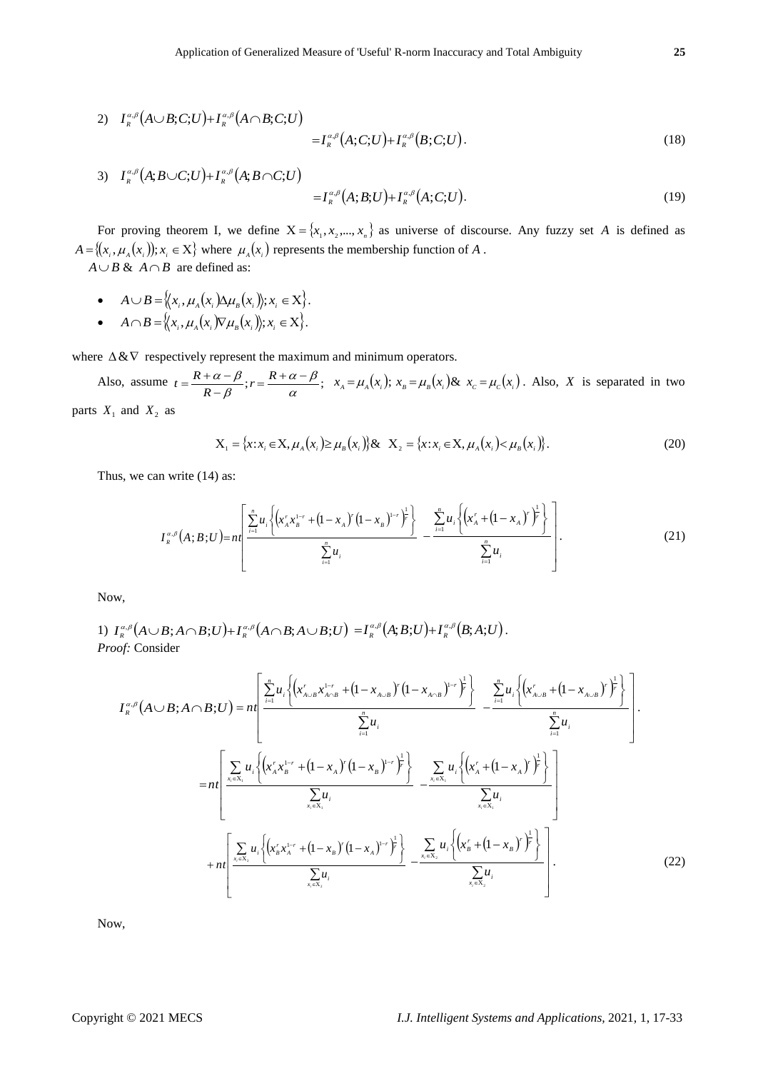2) $I_R^{\alpha,\beta}(A\cup B;C;U)+I_R^{\alpha,\beta}(A\cap B;C;U)$

$$=I_R^{\alpha,\beta}(A;C;U)+I_R^{\alpha,\beta}(B;C;U). \tag{18}$$

3) $I_R^{\alpha,\beta}(A;B\cup C;U)+I_R^{\alpha,\beta}(A;B\cap C;U)$

$$=I_R^{\alpha,\beta}(A;B;U)+I_R^{\alpha,\beta}(A;C;U). \tag{19}$$

For proving theorem I, we define $X=\{x_1,x_2,...,x_n\}$ as universe of discourse. Any fuzzy set $A$ is defined as $A=\{(x_i,\mu_A(x_i));x_i\in X\}$ where $\mu_A(x_i)$ represents the membership function of $A$.

$A\cup B$ & $A\cap B$ are defined as:

- $A\cup B=\{\langle x_i,\mu_A(x_i)\Delta\mu_B(x_i)\rangle;x_i\in X\}$.
- $A\cap B=\{\langle x_i,\mu_A(x_i)\nabla\mu_B(x_i)\rangle;x_i\in X\}$.

where $\Delta$ & $\nabla$ respectively represent the maximum and minimum operators.

Also, assume $t=\frac{R+\alpha-\beta}{R-\beta};r=\frac{R+\alpha-\beta}{\alpha}$; $x_A=\mu_A(x_i)$; $x_B=\mu_B(x_i)$ & $x_C=\mu_C(x_i)$. Also, $X$ is separated in two parts $X_1$ and $X_2$ as

$$X_1=\{x:x_i\in X,\mu_A(x_i)\geq\mu_B(x_i)\}\ \&\ X_2=\{x:x_i\in X,\mu_A(x_i)<\mu_B(x_i)\}. \tag{20}$$

Thus, we can write (14) as:

$$I_R^{\alpha,\beta}(A;B;U)=nt\left[\frac{\sum_{i=1}^n u_i\left\{\left(x_A^r x_B^{1-r}+(1-x_A)^r(1-x_B)^{1-r}\right)^{\frac{1}{r}}\right\}}{\sum_{i=1}^n u_i}-\frac{\sum_{i=1}^n u_i\left\{\left(x_A^r+(1-x_A)^r\right)^{\frac{1}{r}}\right\}}{\sum_{i=1}^n u_i}\right]. \tag{21}$$

Now,

1) $I_R^{\alpha,\beta}(A\cup B;A\cap B;U)+I_R^{\alpha,\beta}(A\cap B;A\cup B;U)=I_R^{\alpha,\beta}(A;B;U)+I_R^{\alpha,\beta}(B;A;U)$.

*Proof:* Consider

$$I_R^{\alpha,\beta}(A\cup B;A\cap B;U)=nt\left[\frac{\sum_{i=1}^n u_i\left\{\left(x_{A\cup B}^r x_{A\cap B}^{1-r}+(1-x_{A\cup B})^r(1-x_{A\cap B})^{1-r}\right)^{\frac{1}{r}}\right\}}{\sum_{i=1}^n u_i}-\frac{\sum_{i=1}^n u_i\left\{\left(x_{A\cup B}^r+(1-x_{A\cup B})^r\right)^{\frac{1}{r}}\right\}}{\sum_{i=1}^n u_i}\right].$$

$$=nt\left[\frac{\sum_{x_i\in X_1} u_i\left\{\left(x_A^r x_B^{1-r}+(1-x_A)^r(1-x_B)^{1-r}\right)^{\frac{1}{r}}\right\}}{\sum_{x_i\in X_1} u_i}-\frac{\sum_{x_i\in X_1} u_i\left\{\left(x_A^r+(1-x_A)^r\right)^{\frac{1}{r}}\right\}}{\sum_{x_i\in X_1} u_i}\right]$$

$$+nt\left[\frac{\sum_{x_i\in X_2} u_i\left\{\left(x_B^r x_A^{1-r}+(1-x_B)^r(1-x_A)^{1-r}\right)^{\frac{1}{r}}\right\}}{\sum_{x_i\in X_2} u_i}-\frac{\sum_{x_i\in X_2} u_i\left\{\left(x_B^r+(1-x_B)^r\right)^{\frac{1}{r}}\right\}}{\sum_{x_i\in X_2} u_i}\right]. \tag{22}$$

Now,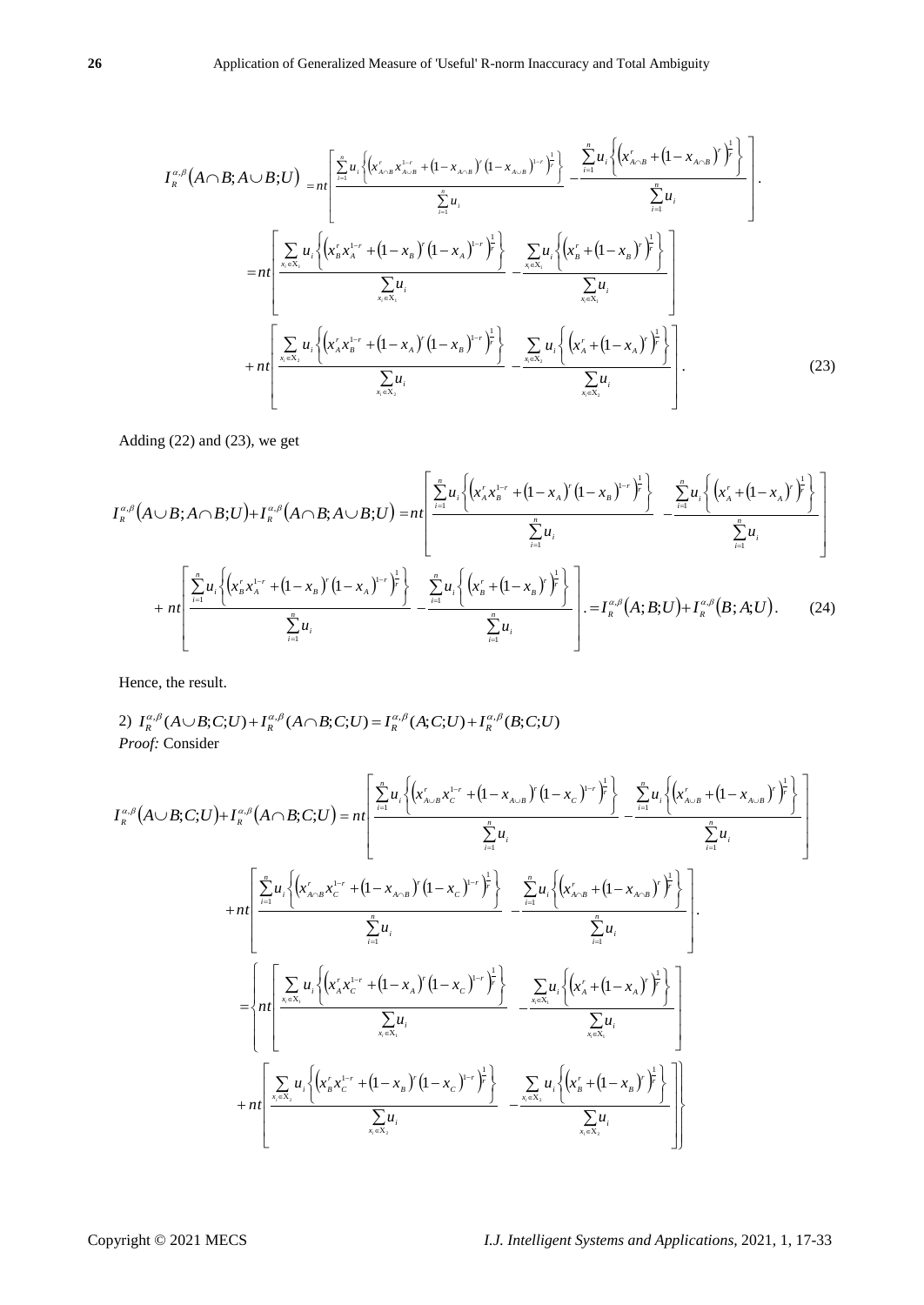$$I_R^{\alpha,\beta}(A\cap B;A\cup B;U) = nt\left[\frac{\sum_{i=1}^{n}u_i\left\{\left(x_{A\cap B}^r x_{A\cup B}^{1-r}+(1-x_{A\cap B})^r(1-x_{A\cup B})^{1-r}\right)^{\frac{1}{r}}\right\}}{\sum_{i=1}^{n}u_i} - \frac{\sum_{i=1}^{n}u_i\left\{\left(x_{A\cap B}^r+(1-x_{A\cap B})^r\right)^{\frac{1}{r}}\right\}}{\sum_{i=1}^{n}u_i}\right].$$

$$= nt\left[\frac{\sum_{x_i\in X_1}u_i\left\{\left(x_B^r x_A^{1-r}+(1-x_B)^r(1-x_A)^{1-r}\right)^{\frac{1}{r}}\right\}}{\sum_{x_i\in X_1}u_i} - \frac{\sum_{x_i\in X_1}u_i\left\{\left(x_B^r+(1-x_B)^r\right)^{\frac{1}{r}}\right\}}{\sum_{x_i\in X_1}u_i}\right]$$

$$+ nt\left[\frac{\sum_{x_i\in X_2}u_i\left\{\left(x_A^r x_B^{1-r}+(1-x_A)^r(1-x_B)^{1-r}\right)^{\frac{1}{r}}\right\}}{\sum_{x_i\in X_2}u_i} - \frac{\sum_{x_i\in X_2}u_i\left\{\left(x_A^r+(1-x_A)^r\right)^{\frac{1}{r}}\right\}}{\sum_{x_i\in X_2}u_i}\right]. \tag{23}$$

Adding (22) and (23), we get

$$I_R^{\alpha,\beta}(A\cup B;A\cap B;U)+I_R^{\alpha,\beta}(A\cap B;A\cup B;U) = nt\left[\frac{\sum_{i=1}^{n}u_i\left\{\left(x_A^r x_B^{1-r}+(1-x_A)^r(1-x_B)^{1-r}\right)^{\frac{1}{r}}\right\}}{\sum_{i=1}^{n}u_i} - \frac{\sum_{i=1}^{n}u_i\left\{\left(x_A^r+(1-x_A)^r\right)^{\frac{1}{r}}\right\}}{\sum_{i=1}^{n}u_i}\right]$$

$$+ nt\left[\frac{\sum_{i=1}^{n}u_i\left\{\left(x_B^r x_A^{1-r}+(1-x_B)^r(1-x_A)^{1-r}\right)^{\frac{1}{r}}\right\}}{\sum_{i=1}^{n}u_i} - \frac{\sum_{i=1}^{n}u_i\left\{\left(x_B^r+(1-x_B)^r\right)^{\frac{1}{r}}\right\}}{\sum_{i=1}^{n}u_i}\right] = I_R^{\alpha,\beta}(A;B;U)+I_R^{\alpha,\beta}(B;A;U). \tag{24}$$

Hence, the result.

2) $I_R^{\alpha,\beta}(A\cup B;C;U)+I_R^{\alpha,\beta}(A\cap B;C;U) = I_R^{\alpha,\beta}(A;C;U)+I_R^{\alpha,\beta}(B;C;U)$

*Proof:* Consider

$$I_R^{\alpha,\beta}(A\cup B;C;U)+I_R^{\alpha,\beta}(A\cap B;C;U) = nt\left[\frac{\sum_{i=1}^{n}u_i\left\{\left(x_{A\cup B}^r x_C^{1-r}+(1-x_{A\cup B})^r(1-x_C)^{1-r}\right)^{\frac{1}{r}}\right\}}{\sum_{i=1}^{n}u_i} - \frac{\sum_{i=1}^{n}u_i\left\{\left(x_{A\cup B}^r+(1-x_{A\cup B})^r\right)^{\frac{1}{r}}\right\}}{\sum_{i=1}^{n}u_i}\right]$$

$$+ nt\left[\frac{\sum_{i=1}^{n}u_i\left\{\left(x_{A\cap B}^r x_C^{1-r}+(1-x_{A\cap B})^r(1-x_C)^{1-r}\right)^{\frac{1}{r}}\right\}}{\sum_{i=1}^{n}u_i} - \frac{\sum_{i=1}^{n}u_i\left\{\left(x_{A\cap B}^r+(1-x_{A\cap B})^r\right)^{\frac{1}{r}}\right\}}{\sum_{i=1}^{n}u_i}\right].$$

$$= \left\{ nt\left[\frac{\sum_{x_i\in X_1}u_i\left\{\left(x_A^r x_C^{1-r}+(1-x_A)^r(1-x_C)^{1-r}\right)^{\frac{1}{r}}\right\}}{\sum_{x_i\in X_1}u_i} - \frac{\sum_{x_i\in X_1}u_i\left\{\left(x_A^r+(1-x_A)^r\right)^{\frac{1}{r}}\right\}}{\sum_{x_i\in X_1}u_i}\right]\right.$$

$$\left. + nt\left[\frac{\sum_{x_i\in X_2}u_i\left\{\left(x_B^r x_C^{1-r}+(1-x_B)^r(1-x_C)^{1-r}\right)^{\frac{1}{r}}\right\}}{\sum_{x_i\in X_2}u_i} - \frac{\sum_{x_i\in X_2}u_i\left\{\left(x_B^r+(1-x_B)^r\right)^{\frac{1}{r}}\right\}}{\sum_{x_i\in X_2}u_i}\right]\right\}$$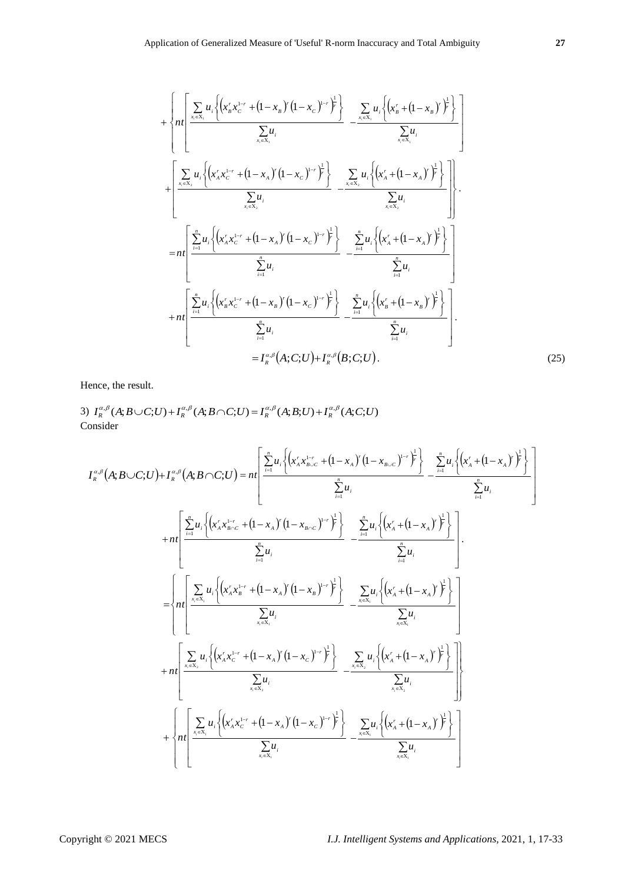$$
+\left\{nt\left[\frac{\sum_{x_i\in X_1}u_i\left\{\left(x_B^r x_C^{1-r}+(1-x_B)^r(1-x_C)^{1-r}\right)^{\frac{1}{r}}\right\}}{\sum_{x_i\in X_1}u_i}-\frac{\sum_{x_i\in X_1}u_i\left\{\left(x_B^r+(1-x_B)^r\right)^{\frac{1}{r}}\right\}}{\sum_{x_i\in X_1}u_i}\right]\right.
$$

$$
\left.+\left[\frac{\sum_{x_i\in X_2}u_i\left\{\left(x_A^r x_C^{1-r}+(1-x_A)^r(1-x_C)^{1-r}\right)^{\frac{1}{r}}\right\}}{\sum_{x_i\in X_2}u_i}-\frac{\sum_{x_i\in X_2}u_i\left\{\left(x_A^r+(1-x_A)^r\right)^{\frac{1}{r}}\right\}}{\sum_{x_i\in X_2}u_i}\right]\right\}.
$$

$$
=nt\left[\frac{\sum_{i=1}^{n}u_i\left\{\left(x_A^r x_C^{1-r}+(1-x_A)^r(1-x_C)^{1-r}\right)^{\frac{1}{r}}\right\}}{\sum_{i=1}^{n}u_i}-\frac{\sum_{i=1}^{n}u_i\left\{\left(x_A^r+(1-x_A)^r\right)^{\frac{1}{r}}\right\}}{\sum_{i=1}^{n}u_i}\right]
$$

$$
+nt\left[\frac{\sum_{i=1}^{n}u_i\left\{\left(x_B^r x_C^{1-r}+(1-x_B)^r(1-x_C)^{1-r}\right)^{\frac{1}{r}}\right\}}{\sum_{i=1}^{n}u_i}-\frac{\sum_{i=1}^{n}u_i\left\{\left(x_B^r+(1-x_B)^r\right)^{\frac{1}{r}}\right\}}{\sum_{i=1}^{n}u_i}\right].
$$

$$
=I_R^{\alpha,\beta}(A;C;U)+I_R^{\alpha,\beta}(B;C;U). \tag{25}
$$

Hence, the result.

3) $I_R^{\alpha,\beta}(A;B\cup C;U)+I_R^{\alpha,\beta}(A;B\cap C;U)=I_R^{\alpha,\beta}(A;B;U)+I_R^{\alpha,\beta}(A;C;U)$

Consider

$$
I_R^{\alpha,\beta}(A;B\cup C;U)+I_R^{\alpha,\beta}(A;B\cap C;U)=nt\left[\frac{\sum_{i=1}^{n}u_i\left\{\left(x_A^r x_{B\cup C}^{1-r}+(1-x_A)^r(1-x_{B\cup C})^{1-r}\right)^{\frac{1}{r}}\right\}}{\sum_{i=1}^{n}u_i}-\frac{\sum_{i=1}^{n}u_i\left\{\left(x_A^r+(1-x_A)^r\right)^{\frac{1}{r}}\right\}}{\sum_{i=1}^{n}u_i}\right]
$$

$$
+nt\left[\frac{\sum_{i=1}^{n}u_i\left\{\left(x_A^r x_{B\cap C}^{1-r}+(1-x_A)^r(1-x_{B\cap C})^{1-r}\right)^{\frac{1}{r}}\right\}}{\sum_{i=1}^{n}u_i}-\frac{\sum_{i=1}^{n}u_i\left\{\left(x_A^r+(1-x_A)^r\right)^{\frac{1}{r}}\right\}}{\sum_{i=1}^{n}u_i}\right].
$$

$$
=\left\{nt\left[\frac{\sum_{x_i\in X_1}u_i\left\{\left(x_A^r x_B^{1-r}+(1-x_A)^r(1-x_B)^{1-r}\right)^{\frac{1}{r}}\right\}}{\sum_{x_i\in X_1}u_i}-\frac{\sum_{x_i\in X_1}u_i\left\{\left(x_A^r+(1-x_A)^r\right)^{\frac{1}{r}}\right\}}{\sum_{x_i\in X_1}u_i}\right]\right.
$$

$$
\left.+nt\left[\frac{\sum_{x_i\in X_2}u_i\left\{\left(x_A^r x_C^{1-r}+(1-x_A)^r(1-x_C)^{1-r}\right)^{\frac{1}{r}}\right\}}{\sum_{x_i\in X_2}u_i}-\frac{\sum_{x_i\in X_2}u_i\left\{\left(x_A^r+(1-x_A)^r\right)^{\frac{1}{r}}\right\}}{\sum_{x_i\in X_2}u_i}\right]\right\}
$$

$$
+\left\{nt\left[\frac{\sum_{x_i\in X_1}u_i\left\{\left(x_A^r x_C^{1-r}+(1-x_A)^r(1-x_C)^{1-r}\right)^{\frac{1}{r}}\right\}}{\sum_{x_i\in X_1}u_i}-\frac{\sum_{x_i\in X_1}u_i\left\{\left(x_A^r+(1-x_A)^r\right)^{\frac{1}{r}}\right\}}{\sum_{x_i\in X_1}u_i}\right]\right.
$$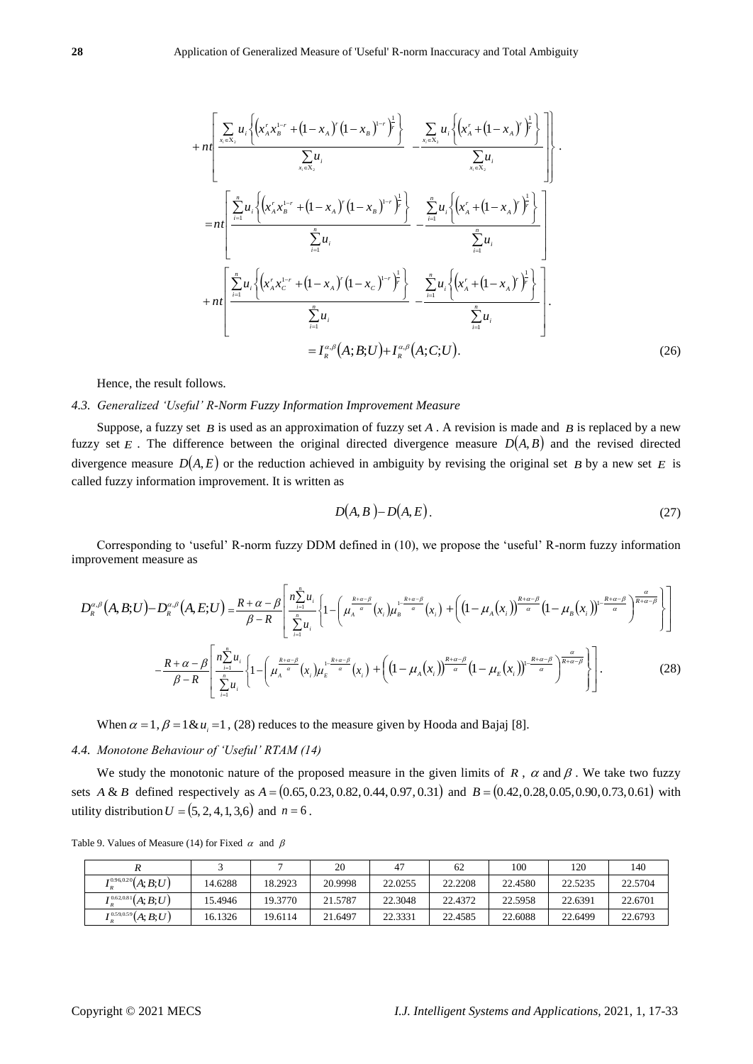$$
+nt\left[\frac{\sum_{x_i\in X_2} u_i\left\{\left(x_A^r x_B^{1-r}+(1-x_A)^r(1-x_B)^{1-r}\right)^{\frac{1}{r}}\right\}}{\sum_{x_i\in X_2} u_i}-\frac{\sum_{x_i\in X_2} u_i\left\{\left(x_A^r+(1-x_A)^r\right)^{\frac{1}{r}}\right\}}{\sum_{x_i\in X_2} u_i}\right]\Bigg\}.
$$

$$
=nt\left[\frac{\sum_{i=1}^{n} u_i\left\{\left(x_A^r x_B^{1-r}+(1-x_A)^r(1-x_B)^{1-r}\right)^{\frac{1}{r}}\right\}}{\sum_{i=1}^{n} u_i}-\frac{\sum_{i=1}^{n} u_i\left\{\left(x_A^r+(1-x_A)^r\right)^{\frac{1}{r}}\right\}}{\sum_{i=1}^{n} u_i}\right]
$$

$$
+nt\left[\frac{\sum_{i=1}^{n} u_i\left\{\left(x_A^r x_C^{1-r}+(1-x_A)^r(1-x_C)^{1-r}\right)^{\frac{1}{r}}\right\}}{\sum_{i=1}^{n} u_i}-\frac{\sum_{i=1}^{n} u_i\left\{\left(x_A^r+(1-x_A)^r\right)^{\frac{1}{r}}\right\}}{\sum_{i=1}^{n} u_i}\right].
$$

$$
=I_R^{\alpha,\beta}(A;B;U)+I_R^{\alpha,\beta}(A;C;U). \tag{26}
$$

Hence, the result follows.

### *4.3. Generalized 'Useful' R-Norm Fuzzy Information Improvement Measure*

Suppose, a fuzzy set $B$ is used as an approximation of fuzzy set $A$. A revision is made and $B$ is replaced by a new fuzzy set $E$. The difference between the original directed divergence measure $D(A,B)$ and the revised directed divergence measure $D(A,E)$ or the reduction achieved in ambiguity by revising the original set $B$ by a new set $E$ is called fuzzy information improvement. It is written as

$$
D(A,B)-D(A,E). \tag{27}
$$

Corresponding to 'useful' R-norm fuzzy DDM defined in (10), we propose the 'useful' R-norm fuzzy information improvement measure as

$$
D_R^{\alpha,\beta}(A,B;U)-D_R^{\alpha,\beta}(A,E;U)=\frac{R+\alpha-\beta}{\beta-R}\left[\frac{n\sum_{i=1}^{n}u_i}{\sum_{i=1}^{n}u_i}\left\{1-\left(\mu_A^{\frac{R+\alpha-\beta}{\alpha}}(x_i)\mu_B^{1-\frac{R+\alpha-\beta}{\alpha}}(x_i)+\left(1-\mu_A(x_i)\right)^{\frac{R+\alpha-\beta}{\alpha}}\left(1-\mu_B(x_i)\right)^{1-\frac{R+\alpha-\beta}{\alpha}}\right)^{\frac{\alpha}{R+\alpha-\beta}}\right\}\right]
$$

$$
-\frac{R+\alpha-\beta}{\beta-R}\left[\frac{n\sum_{i=1}^{n}u_i}{\sum_{i=1}^{n}u_i}\left\{1-\left(\mu_A^{\frac{R+\alpha-\beta}{\alpha}}(x_i)\mu_E^{1-\frac{R+\alpha-\beta}{\alpha}}(x_i)+\left(1-\mu_A(x_i)\right)^{\frac{R+\alpha-\beta}{\alpha}}\left(1-\mu_E(x_i)\right)^{1-\frac{R+\alpha-\beta}{\alpha}}\right)^{\frac{\alpha}{R+\alpha-\beta}}\right\}\right]. \tag{28}
$$

When $\alpha=1, \beta=1 \,\&\, u_i=1$, (28) reduces to the measure given by Hooda and Bajaj [8].

### *4.4. Monotone Behaviour of 'Useful' RTAM (14)*

We study the monotonic nature of the proposed measure in the given limits of $R$, $\alpha$ and $\beta$. We take two fuzzy sets $A \,\&\, B$ defined respectively as $A=(0.65, 0.23, 0.82, 0.44, 0.97, 0.31)$ and $B=(0.42, 0.28, 0.05, 0.90, 0.73, 0.61)$ with utility distribution $U=(5,2,4,1,3,6)$ and $n=6$.

Table 9. Values of Measure (14) for Fixed $\alpha$ and $\beta$

| $R$ | 3 | 7 | 20 | 47 | 62 | 100 | 120 | 140 |
|---|---|---|---|---|---|---|---|---|
| $I_R^{0.96,0.20}(A;B;U)$ | 14.6288 | 18.2923 | 20.9998 | 22.0255 | 22.2208 | 22.4580 | 22.5235 | 22.5704 |
| $I_R^{0.62,0.81}(A;B;U)$ | 15.4946 | 19.3770 | 21.5787 | 22.3048 | 22.4372 | 22.5958 | 22.6391 | 22.6701 |
| $I_R^{0.59,0.59}(A;B;U)$ | 16.1326 | 19.6114 | 21.6497 | 22.3331 | 22.4585 | 22.6088 | 22.6499 | 22.6793 |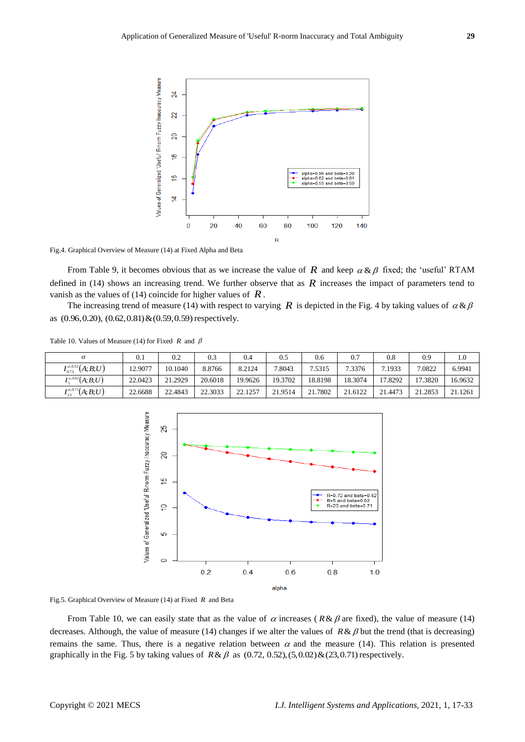Fig.4. Graphical Overview of Measure (14) at Fixed Alpha and Beta

From Table 9, it becomes obvious that as we increase the value of $R$ and keep $\alpha \,\&\, \beta$ fixed; the 'useful' RTAM defined in (14) shows an increasing trend. We further observe that as $R$ increases the impact of parameters tend to vanish as the values of (14) coincide for higher values of $R$.

The increasing trend of measure (14) with respect to varying $R$ is depicted in the Fig. 4 by taking values of $\alpha \,\&\, \beta$ as $(0.96, 0.20)$, $(0.62, 0.81) \,\&\, (0.59, 0.59)$ respectively.

Table 10. Values of Measure (14) for Fixed $R$ and $\beta$

| $\alpha$ | 0.1 | 0.2 | 0.3 | 0.4 | 0.5 | 0.6 | 0.7 | 0.8 | 0.9 | 1.0 |
|---|---|---|---|---|---|---|---|---|---|---|
| $I_{0.72}^{\alpha,0.52}(A;B;U)$ | 12.9077 | 10.1040 | 8.8766 | 8.2124 | 7.8043 | 7.5315 | 7.3376 | 7.1933 | 7.0822 | 6.9941 |
| $I_{5}^{\alpha,0.02}(A;B;U)$ | 22.0423 | 21.2929 | 20.6018 | 19.9626 | 19.3702 | 18.8198 | 18.3074 | 17.8292 | 17.3820 | 16.9632 |
| $I_{23}^{\alpha,0.71}(A;B;U)$ | 22.6688 | 22.4843 | 22.3033 | 22.1257 | 21.9514 | 21.7802 | 21.6122 | 21.4473 | 21.2853 | 21.1261 |

Fig.5. Graphical Overview of Measure (14) at Fixed $R$ and Beta

From Table 10, we can easily state that as the value of $\alpha$ increases ($R \,\&\, \beta$ are fixed), the value of measure (14) decreases. Although, the value of measure (14) changes if we alter the values of $R \,\&\, \beta$ but the trend (that is decreasing) remains the same. Thus, there is a negative relation between $\alpha$ and the measure (14). This relation is presented graphically in the Fig. 5 by taking values of $R \,\&\, \beta$ as $(0.72, 0.52), (5, 0.02) \,\&\, (23, 0.71)$ respectively.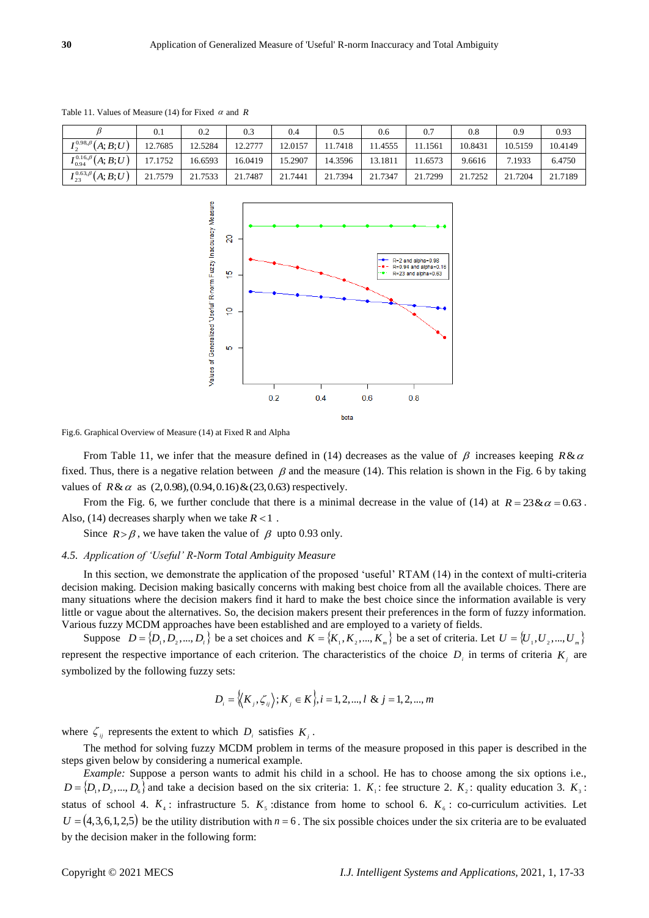Table 11. Values of Measure (14) for Fixed $\alpha$ and $R$

| $\beta$ | 0.1 | 0.2 | 0.3 | 0.4 | 0.5 | 0.6 | 0.7 | 0.8 | 0.9 | 0.93 |
|---|---|---|---|---|---|---|---|---|---|---|
| $I_{2}^{0.98,\beta}(A;B;U)$ | 12.7685 | 12.5284 | 12.2777 | 12.0157 | 11.7418 | 11.4555 | 11.1561 | 10.8431 | 10.5159 | 10.4149 |
| $I_{0.94}^{0.16,\beta}(A;B;U)$ | 17.1752 | 16.6593 | 16.0419 | 15.2907 | 14.3596 | 13.1811 | 11.6573 | 9.6616 | 7.1933 | 6.4750 |
| $I_{23}^{0.63,\beta}(A;B;U)$ | 21.7579 | 21.7533 | 21.7487 | 21.7441 | 21.7394 | 21.7347 | 21.7299 | 21.7252 | 21.7204 | 21.7189 |

Fig.6. Graphical Overview of Measure (14) at Fixed R and Alpha

From Table 11, we infer that the measure defined in (14) decreases as the value of $\beta$ increases keeping $R\,\&\,\alpha$ fixed. Thus, there is a negative relation between $\beta$ and the measure (14). This relation is shown in the Fig. 6 by taking values of $R\,\&\,\alpha$ as $(2,0.98),(0.94,0.16)\,\&\,(23,0.63)$ respectively.

From the Fig. 6, we further conclude that there is a minimal decrease in the value of (14) at $R=23\,\&\,\alpha=0.63$. Also, (14) decreases sharply when we take $R<1$.

Since $R>\beta$, we have taken the value of $\beta$ upto 0.93 only.

### *4.5. Application of 'Useful' R-Norm Total Ambiguity Measure*

In this section, we demonstrate the application of the proposed 'useful' RTAM (14) in the context of multi-criteria decision making. Decision making basically concerns with making best choice from all the available choices. There are many situations where the decision makers find it hard to make the best choice since the information available is very little or vague about the alternatives. So, the decision makers present their preferences in the form of fuzzy information. Various fuzzy MCDM approaches have been established and are employed to a variety of fields.

Suppose $D=\{D_1,D_2,...,D_l\}$ be a set choices and $K=\{K_1,K_2,...,K_m\}$ be a set of criteria. Let $U=\{U_1,U_2,...,U_m\}$ represent the respective importance of each criterion. The characteristics of the choice $D_i$ in terms of criteria $K_j$ are symbolized by the following fuzzy sets:

$$D_i=\{\langle K_j,\zeta_{ij}\rangle;K_j\in K\},i=1,2,...,l\ \&\ j=1,2,...,m$$

where $\zeta_{ij}$ represents the extent to which $D_i$ satisfies $K_j$.

The method for solving fuzzy MCDM problem in terms of the measure proposed in this paper is described in the steps given below by considering a numerical example.

*Example:* Suppose a person wants to admit his child in a school. He has to choose among the six options i.e., $D=\{D_1,D_2,...,D_6\}$ and take a decision based on the six criteria: 1. $K_1$: fee structure 2. $K_2$: quality education 3. $K_3$: status of school 4. $K_4$: infrastructure 5. $K_5$: distance from home to school 6. $K_6$: co-curriculum activities. Let $U=(4,3,6,1,2,5)$ be the utility distribution with $n=6$. The six possible choices under the six criteria are to be evaluated by the decision maker in the following form: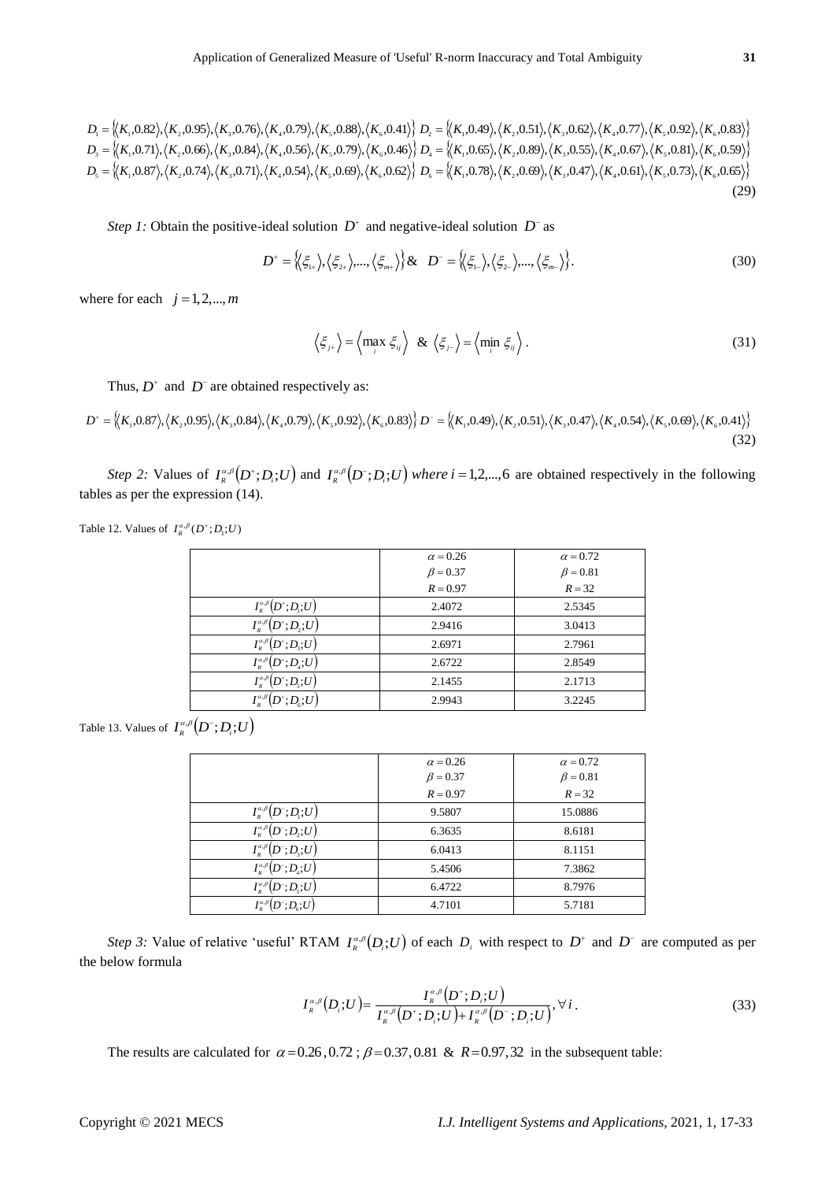$$D_1 = \{\langle K_1, 0.82\rangle, \langle K_2, 0.95\rangle, \langle K_3, 0.76\rangle, \langle K_4, 0.79\rangle, \langle K_5, 0.88\rangle, \langle K_6, 0.41\rangle\} \; D_2 = \{\langle K_1, 0.49\rangle, \langle K_2, 0.51\rangle, \langle K_3, 0.62\rangle, \langle K_4, 0.77\rangle, \langle K_5, 0.92\rangle, \langle K_6, 0.83\rangle\}$$
$$D_3 = \{\langle K_1, 0.71\rangle, \langle K_2, 0.66\rangle, \langle K_3, 0.84\rangle, \langle K_4, 0.56\rangle, \langle K_5, 0.79\rangle, \langle K_6, 0.46\rangle\} \; D_4 = \{\langle K_1, 0.65\rangle, \langle K_2, 0.89\rangle, \langle K_3, 0.55\rangle, \langle K_4, 0.67\rangle, \langle K_5, 0.81\rangle, \langle K_6, 0.59\rangle\}$$
$$D_5 = \{\langle K_1, 0.87\rangle, \langle K_2, 0.74\rangle, \langle K_3, 0.71\rangle, \langle K_4, 0.54\rangle, \langle K_5, 0.69\rangle, \langle K_6, 0.62\rangle\} \; D_6 = \{\langle K_1, 0.78\rangle, \langle K_2, 0.69\rangle, \langle K_3, 0.47\rangle, \langle K_4, 0.61\rangle, \langle K_5, 0.73\rangle, \langle K_6, 0.65\rangle\} \tag{29}$$

*Step 1:* Obtain the positive-ideal solution $D^+$ and negative-ideal solution $D^-$ as

$$D^+ = \{\langle \xi_{1+}\rangle, \langle \xi_{2+}\rangle, ..., \langle \xi_{m+}\rangle\} \; \& \; D^- = \{\langle \xi_{1-}\rangle, \langle \xi_{2-}\rangle, ..., \langle \xi_{m-}\rangle\}. \tag{30}$$

where for each $j = 1, 2, ..., m$

$$\langle \xi_{j+}\rangle = \langle \max_i \xi_{ij}\rangle \; \& \; \langle \xi_{j-}\rangle = \langle \min_i \xi_{ij}\rangle. \tag{31}$$

Thus, $D^+$ and $D^-$ are obtained respectively as:

$$D^+ = \{\langle K_1, 0.87\rangle, \langle K_2, 0.95\rangle, \langle K_3, 0.84\rangle, \langle K_4, 0.79\rangle, \langle K_5, 0.92\rangle, \langle K_6, 0.83\rangle\} \; D^- = \{\langle K_1, 0.49\rangle, \langle K_2, 0.51\rangle, \langle K_3, 0.47\rangle, \langle K_4, 0.54\rangle, \langle K_5, 0.69\rangle, \langle K_6, 0.41\rangle\} \tag{32}$$

*Step 2:* Values of $I_R^{\alpha,\beta}(D^+; D_i; U)$ and $I_R^{\alpha,\beta}(D^-; D_i; U)$ *where* $i = 1, 2, ..., 6$ are obtained respectively in the following tables as per the expression (14).

Table 12. Values of $I_R^{\alpha,\beta}(D^+; D_i; U)$

| | $\alpha = 0.26$, $\beta = 0.37$, $R = 0.97$ | $\alpha = 0.72$, $\beta = 0.81$, $R = 32$ |
|---|---|---|
| $I_R^{\alpha,\beta}(D^+; D_1; U)$ | 2.4072 | 2.5345 |
| $I_R^{\alpha,\beta}(D^+; D_2; U)$ | 2.9416 | 3.0413 |
| $I_R^{\alpha,\beta}(D^+; D_3; U)$ | 2.6971 | 2.7961 |
| $I_R^{\alpha,\beta}(D^+; D_4; U)$ | 2.6722 | 2.8549 |
| $I_R^{\alpha,\beta}(D^+; D_5; U)$ | 2.1455 | 2.1713 |
| $I_R^{\alpha,\beta}(D^+; D_6; U)$ | 2.9943 | 3.2245 |

Table 13. Values of $I_R^{\alpha,\beta}(D^-; D_i; U)$

| | $\alpha = 0.26$, $\beta = 0.37$, $R = 0.97$ | $\alpha = 0.72$, $\beta = 0.81$, $R = 32$ |
|---|---|---|
| $I_R^{\alpha,\beta}(D^-; D_1; U)$ | 9.5807 | 15.0886 |
| $I_R^{\alpha,\beta}(D^-; D_2; U)$ | 6.3635 | 8.6181 |
| $I_R^{\alpha,\beta}(D^-; D_3; U)$ | 6.0413 | 8.1151 |
| $I_R^{\alpha,\beta}(D^-; D_4; U)$ | 5.4506 | 7.3862 |
| $I_R^{\alpha,\beta}(D^-; D_5; U)$ | 6.4722 | 8.7976 |
| $I_R^{\alpha,\beta}(D^-; D_6; U)$ | 4.7101 | 5.7181 |

*Step 3:* Value of relative 'useful' RTAM $I_R^{\alpha,\beta}(D_i; U)$ of each $D_i$ with respect to $D^+$ and $D^-$ are computed as per the below formula

$$I_R^{\alpha,\beta}(D_i; U) = \frac{I_R^{\alpha,\beta}(D^+; D_i; U)}{I_R^{\alpha,\beta}(D^+; D_i; U) + I_R^{\alpha,\beta}(D^-; D_i; U)}, \forall i. \tag{33}$$

The results are calculated for $\alpha = 0.26, 0.72$; $\beta = 0.37, 0.81$ & $R = 0.97, 32$ in the subsequent table: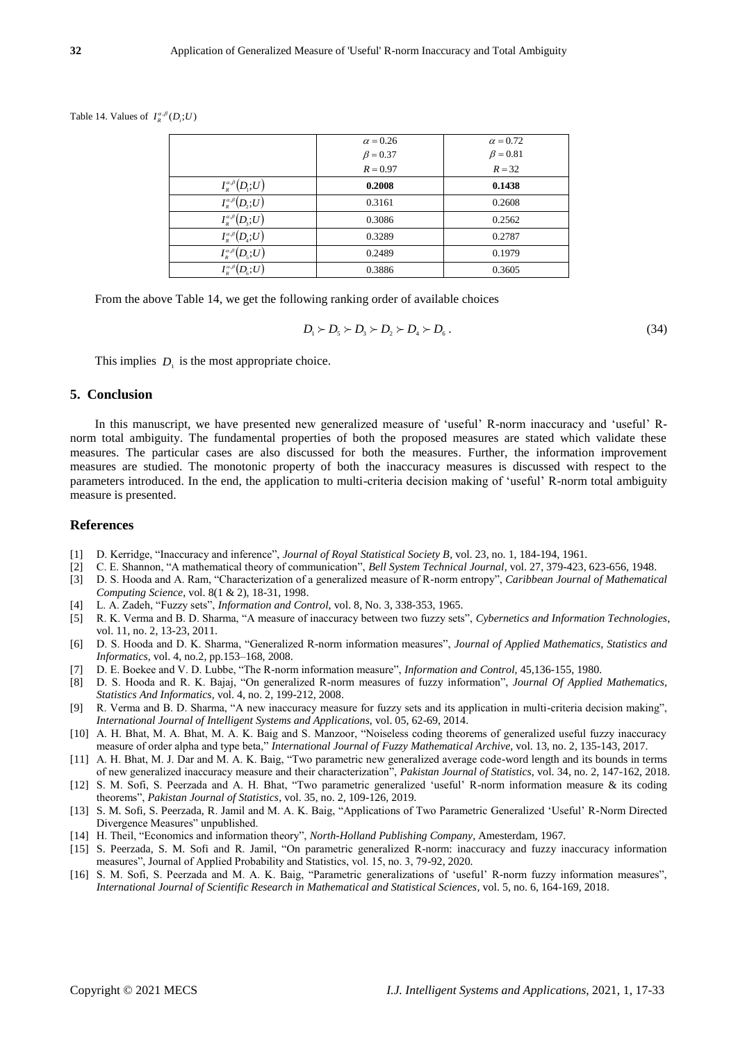Table 14. Values of $I_R^{\alpha,\beta}(D_i;U)$

| | $\alpha = 0.26$ $\beta = 0.37$ $R = 0.97$ | $\alpha = 0.72$ $\beta = 0.81$ $R = 32$ |
|---|---|---|
| $I_R^{\alpha,\beta}(D_1;U)$ | **0.2008** | **0.1438** |
| $I_R^{\alpha,\beta}(D_2;U)$ | 0.3161 | 0.2608 |
| $I_R^{\alpha,\beta}(D_3;U)$ | 0.3086 | 0.2562 |
| $I_R^{\alpha,\beta}(D_4;U)$ | 0.3289 | 0.2787 |
| $I_R^{\alpha,\beta}(D_5;U)$ | 0.2489 | 0.1979 |
| $I_R^{\alpha,\beta}(D_6;U)$ | 0.3886 | 0.3605 |

From the above Table 14, we get the following ranking order of available choices

$$D_1 \succ D_5 \succ D_3 \succ D_2 \succ D_4 \succ D_6 . \tag{34}$$

This implies $D_1$ is the most appropriate choice.

## 5. Conclusion

In this manuscript, we have presented new generalized measure of 'useful' R-norm inaccuracy and 'useful' R-norm total ambiguity. The fundamental properties of both the proposed measures are stated which validate these measures. The particular cases are also discussed for both the measures. Further, the information improvement measures are studied. The monotonic property of both the inaccuracy measures is discussed with respect to the parameters introduced. In the end, the application to multi-criteria decision making of 'useful' R-norm total ambiguity measure is presented.

## References

[1] D. Kerridge, "Inaccuracy and inference", *Journal of Royal Statistical Society B*, vol. 23, no. 1, 184-194, 1961.

[2] C. E. Shannon, "A mathematical theory of communication", *Bell System Technical Journal*, vol. 27, 379-423, 623-656, 1948.

[3] D. S. Hooda and A. Ram, "Characterization of a generalized measure of R-norm entropy", *Caribbean Journal of Mathematical Computing Science*, vol. 8(1 & 2), 18-31, 1998.

[4] L. A. Zadeh, "Fuzzy sets", *Information and Control*, vol. 8, No. 3, 338-353, 1965.

[5] R. K. Verma and B. D. Sharma, "A measure of inaccuracy between two fuzzy sets", *Cybernetics and Information Technologies*, vol. 11, no. 2, 13-23, 2011.

[6] D. S. Hooda and D. K. Sharma, "Generalized R-norm information measures", *Journal of Applied Mathematics, Statistics and Informatics*, vol. 4, no.2, pp.153–168, 2008.

[7] D. E. Boekee and V. D. Lubbe, "The R-norm information measure", *Information and Control*, 45,136-155, 1980.

[8] D. S. Hooda and R. K. Bajaj, "On generalized R-norm measures of fuzzy information", *Journal Of Applied Mathematics, Statistics And Informatics*, vol. 4, no. 2, 199-212, 2008.

[9] R. Verma and B. D. Sharma, "A new inaccuracy measure for fuzzy sets and its application in multi-criteria decision making", *International Journal of Intelligent Systems and Applications*, vol. 05, 62-69, 2014.

[10] A. H. Bhat, M. A. Bhat, M. A. K. Baig and S. Manzoor, "Noiseless coding theorems of generalized useful fuzzy inaccuracy measure of order alpha and type beta," *International Journal of Fuzzy Mathematical Archive*, vol. 13, no. 2, 135-143, 2017.

[11] A. H. Bhat, M. J. Dar and M. A. K. Baig, "Two parametric new generalized average code-word length and its bounds in terms of new generalized inaccuracy measure and their characterization", *Pakistan Journal of Statistics*, vol. 34, no. 2, 147-162, 2018.

[12] S. M. Sofi, S. Peerzada and A. H. Bhat, "Two parametric generalized 'useful' R-norm information measure & its coding theorems", *Pakistan Journal of Statistics*, vol. 35, no. 2, 109-126, 2019.

[13] S. M. Sofi, S. Peerzada, R. Jamil and M. A. K. Baig, "Applications of Two Parametric Generalized 'Useful' R-Norm Directed Divergence Measures" unpublished.

[14] H. Theil, "Economics and information theory", *North-Holland Publishing Company*, Amesterdam, 1967.

[15] S. Peerzada, S. M. Sofi and R. Jamil, "On parametric generalized R-norm: inaccuracy and fuzzy inaccuracy information measures", Journal of Applied Probability and Statistics, vol. 15, no. 3, 79-92, 2020.

[16] S. M. Sofi, S. Peerzada and M. A. K. Baig, "Parametric generalizations of 'useful' R-norm fuzzy information measures", *International Journal of Scientific Research in Mathematical and Statistical Sciences*, vol. 5, no. 6, 164-169, 2018.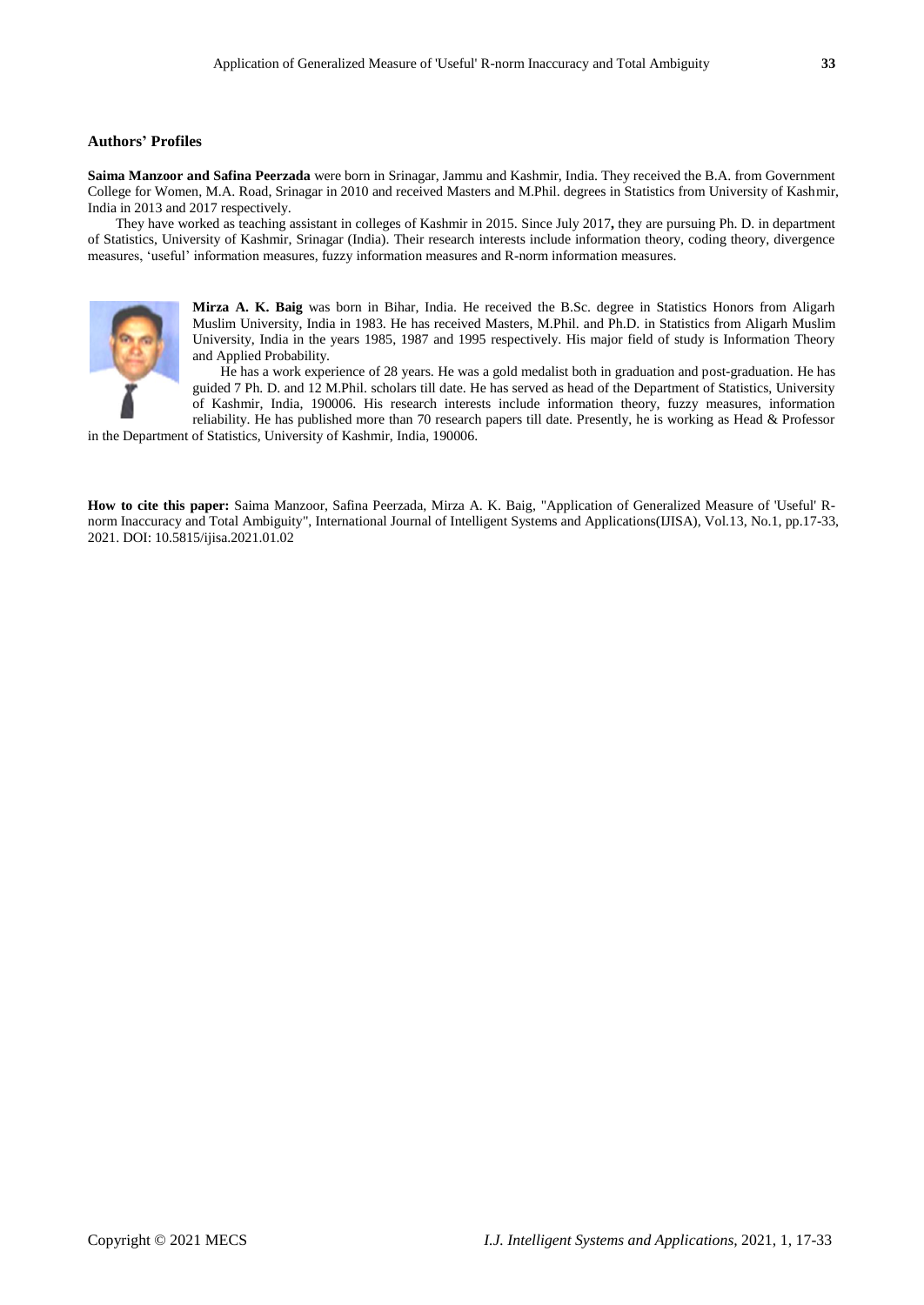## Authors' Profiles

**Saima Manzoor and Safina Peerzada** were born in Srinagar, Jammu and Kashmir, India. They received the B.A. from Government College for Women, M.A. Road, Srinagar in 2010 and received Masters and M.Phil. degrees in Statistics from University of Kashmir, India in 2013 and 2017 respectively.

They have worked as teaching assistant in colleges of Kashmir in 2015. Since July 2017**,** they are pursuing Ph. D. in department of Statistics, University of Kashmir, Srinagar (India). Their research interests include information theory, coding theory, divergence measures, 'useful' information measures, fuzzy information measures and R-norm information measures.

**Mirza A. K. Baig** was born in Bihar, India. He received the B.Sc. degree in Statistics Honors from Aligarh Muslim University, India in 1983. He has received Masters, M.Phil. and Ph.D. in Statistics from Aligarh Muslim University, India in the years 1985, 1987 and 1995 respectively. His major field of study is Information Theory and Applied Probability.

He has a work experience of 28 years. He was a gold medalist both in graduation and post-graduation. He has guided 7 Ph. D. and 12 M.Phil. scholars till date. He has served as head of the Department of Statistics, University of Kashmir, India, 190006. His research interests include information theory, fuzzy measures, information reliability. He has published more than 70 research papers till date. Presently, he is working as Head & Professor in the Department of Statistics, University of Kashmir, India, 190006.

**How to cite this paper:** Saima Manzoor, Safina Peerzada, Mirza A. K. Baig, "Application of Generalized Measure of 'Useful' R-norm Inaccuracy and Total Ambiguity", International Journal of Intelligent Systems and Applications(IJISA), Vol.13, No.1, pp.17-33, 2021. DOI: 10.5815/ijisa.2021.01.02